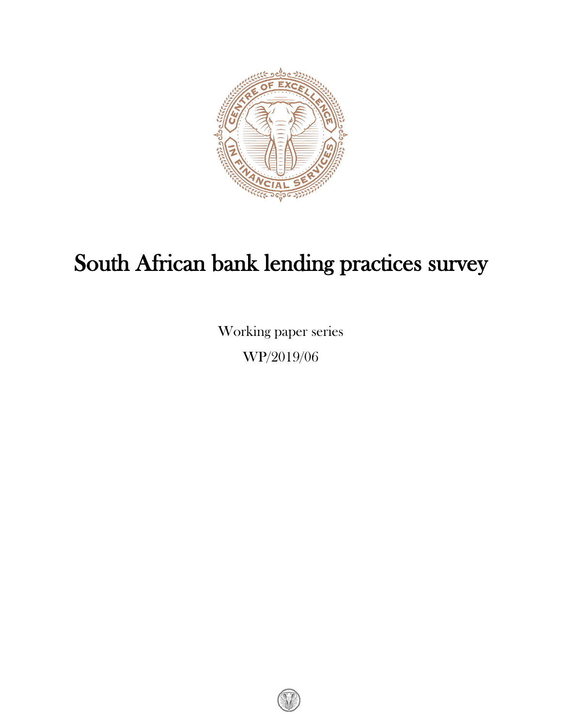# South African bank lending practices survey

Working paper series

WP/2019/06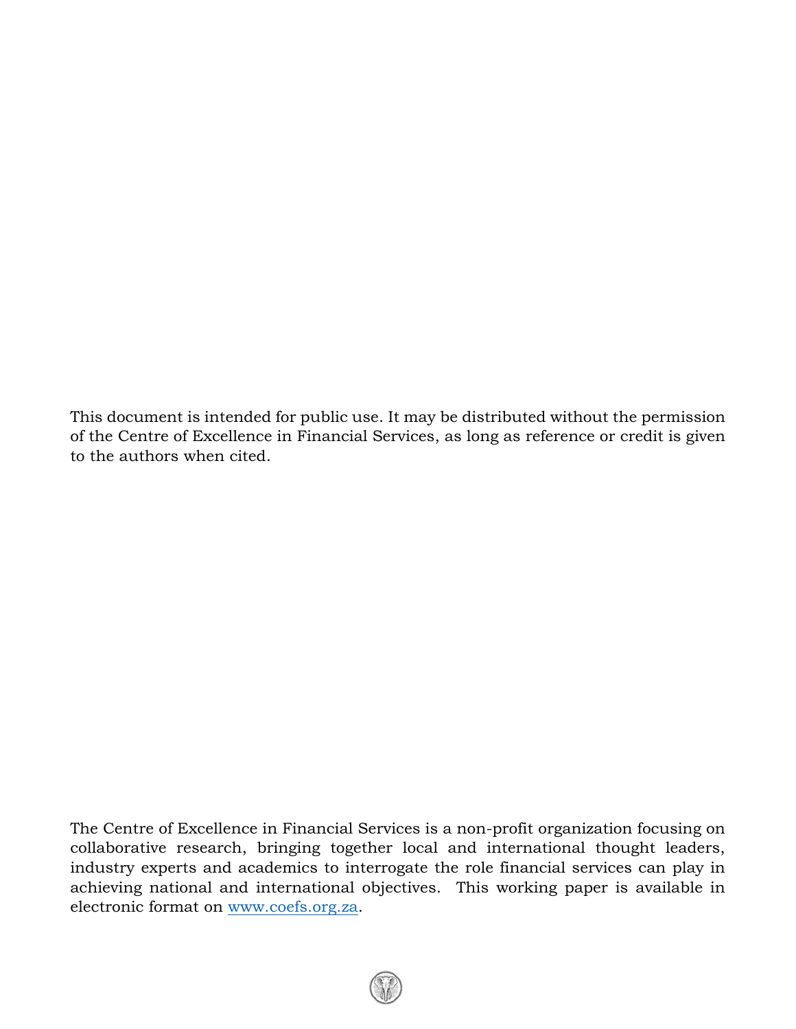This document is intended for public use. It may be distributed without the permission of the Centre of Excellence in Financial Services, as long as reference or credit is given to the authors when cited.

The Centre of Excellence in Financial Services is a non-profit organization focusing on collaborative research, bringing together local and international thought leaders, industry experts and academics to interrogate the role financial services can play in achieving national and international objectives. This working paper is available in electronic format on [www.coefs.org.za](http://www.coefs.org.za).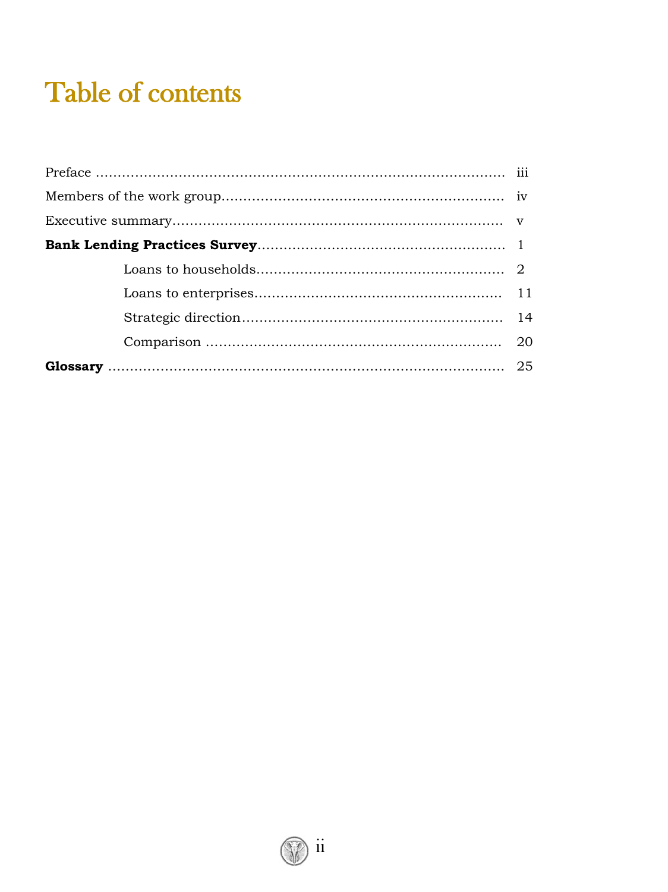# Table of contents

| | |
|---|---|
| Preface | iii |
| Members of the work group | iv |
| Executive summary | v |
| **Bank Lending Practices Survey** | 1 |
| Loans to households | 2 |
| Loans to enterprises | 11 |
| Strategic direction | 14 |
| Comparison | 20 |
| **Glossary** | 25 |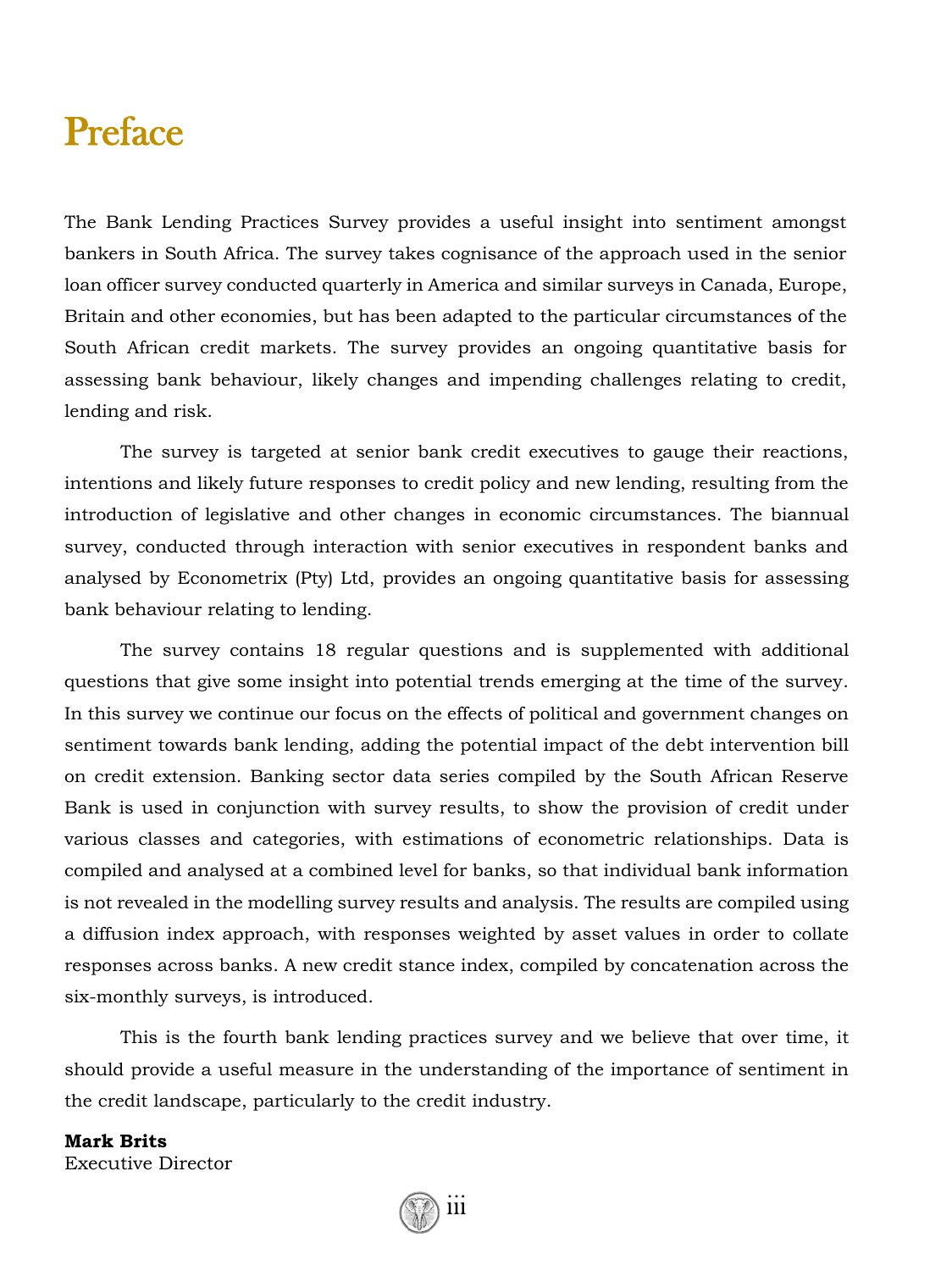# Preface

The Bank Lending Practices Survey provides a useful insight into sentiment amongst bankers in South Africa. The survey takes cognisance of the approach used in the senior loan officer survey conducted quarterly in America and similar surveys in Canada, Europe, Britain and other economies, but has been adapted to the particular circumstances of the South African credit markets. The survey provides an ongoing quantitative basis for assessing bank behaviour, likely changes and impending challenges relating to credit, lending and risk.

The survey is targeted at senior bank credit executives to gauge their reactions, intentions and likely future responses to credit policy and new lending, resulting from the introduction of legislative and other changes in economic circumstances. The biannual survey, conducted through interaction with senior executives in respondent banks and analysed by Econometrix (Pty) Ltd, provides an ongoing quantitative basis for assessing bank behaviour relating to lending.

The survey contains 18 regular questions and is supplemented with additional questions that give some insight into potential trends emerging at the time of the survey. In this survey we continue our focus on the effects of political and government changes on sentiment towards bank lending, adding the potential impact of the debt intervention bill on credit extension. Banking sector data series compiled by the South African Reserve Bank is used in conjunction with survey results, to show the provision of credit under various classes and categories, with estimations of econometric relationships. Data is compiled and analysed at a combined level for banks, so that individual bank information is not revealed in the modelling survey results and analysis. The results are compiled using a diffusion index approach, with responses weighted by asset values in order to collate responses across banks. A new credit stance index, compiled by concatenation across the six-monthly surveys, is introduced.

This is the fourth bank lending practices survey and we believe that over time, it should provide a useful measure in the understanding of the importance of sentiment in the credit landscape, particularly to the credit industry.

**Mark Brits**
Executive Director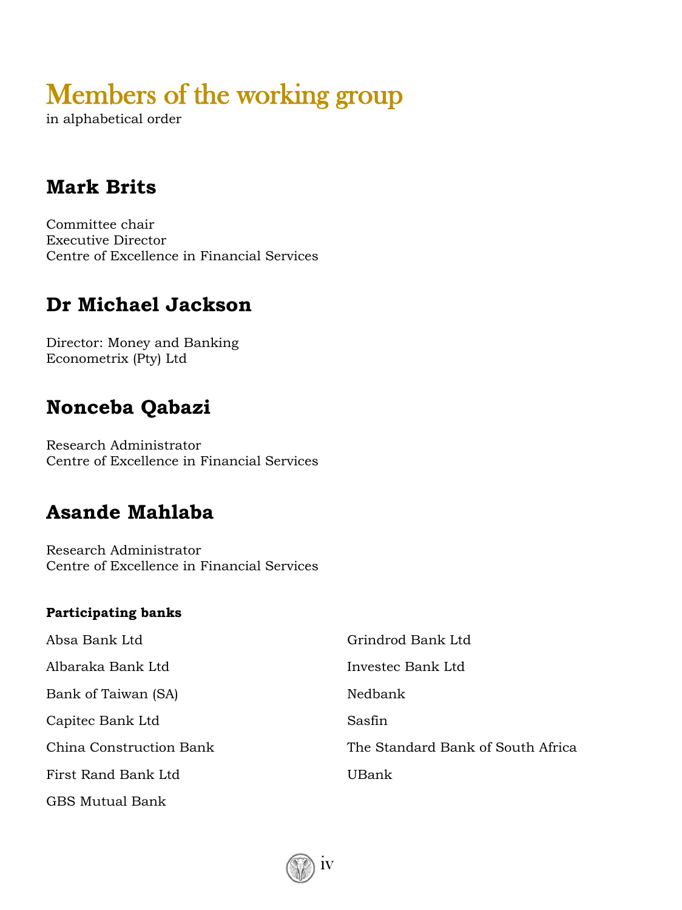# Members of the working group

in alphabetical order

## Mark Brits

Committee chair
Executive Director
Centre of Excellence in Financial Services

## Dr Michael Jackson

Director: Money and Banking
Econometrix (Pty) Ltd

## Nonceba Qabazi

Research Administrator
Centre of Excellence in Financial Services

## Asande Mahlaba

Research Administrator
Centre of Excellence in Financial Services

**Participating banks**

Absa Bank Ltd

Albaraka Bank Ltd

Bank of Taiwan (SA)

Capitec Bank Ltd

China Construction Bank

First Rand Bank Ltd

GBS Mutual Bank

Grindrod Bank Ltd

Investec Bank Ltd

Nedbank

Sasfin

The Standard Bank of South Africa

UBank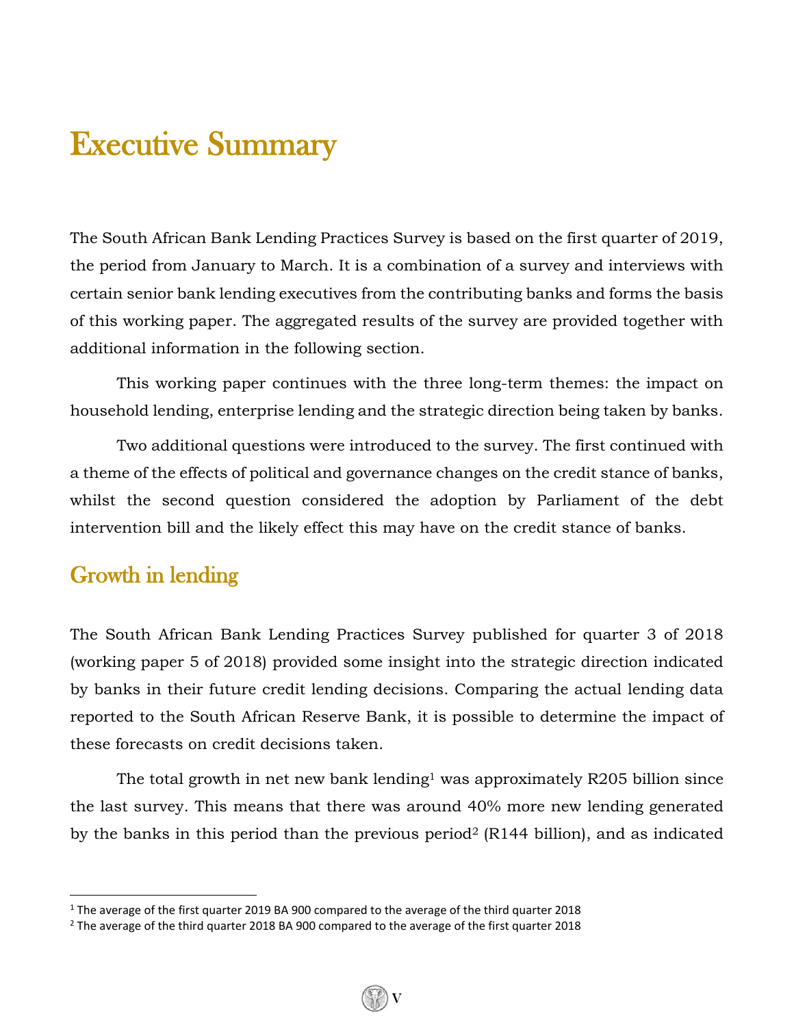# Executive Summary

The South African Bank Lending Practices Survey is based on the first quarter of 2019, the period from January to March. It is a combination of a survey and interviews with certain senior bank lending executives from the contributing banks and forms the basis of this working paper. The aggregated results of the survey are provided together with additional information in the following section.

This working paper continues with the three long-term themes: the impact on household lending, enterprise lending and the strategic direction being taken by banks.

Two additional questions were introduced to the survey. The first continued with a theme of the effects of political and governance changes on the credit stance of banks, whilst the second question considered the adoption by Parliament of the debt intervention bill and the likely effect this may have on the credit stance of banks.

## Growth in lending

The South African Bank Lending Practices Survey published for quarter 3 of 2018 (working paper 5 of 2018) provided some insight into the strategic direction indicated by banks in their future credit lending decisions. Comparing the actual lending data reported to the South African Reserve Bank, it is possible to determine the impact of these forecasts on credit decisions taken.

The total growth in net new bank lending[1] was approximately R205 billion since the last survey. This means that there was around 40% more new lending generated by the banks in this period than the previous period[2] (R144 billion), and as indicated

[1] The average of the first quarter 2019 BA 900 compared to the average of the third quarter 2018

[2] The average of the third quarter 2018 BA 900 compared to the average of the first quarter 2018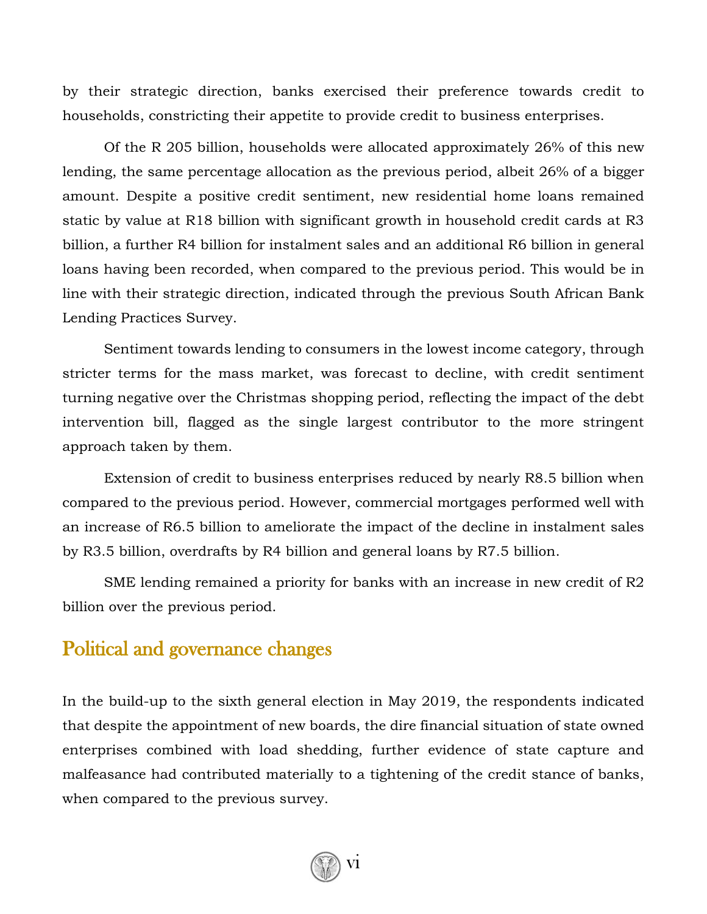by their strategic direction, banks exercised their preference towards credit to households, constricting their appetite to provide credit to business enterprises.

Of the R 205 billion, households were allocated approximately 26% of this new lending, the same percentage allocation as the previous period, albeit 26% of a bigger amount. Despite a positive credit sentiment, new residential home loans remained static by value at R18 billion with significant growth in household credit cards at R3 billion, a further R4 billion for instalment sales and an additional R6 billion in general loans having been recorded, when compared to the previous period. This would be in line with their strategic direction, indicated through the previous South African Bank Lending Practices Survey.

Sentiment towards lending to consumers in the lowest income category, through stricter terms for the mass market, was forecast to decline, with credit sentiment turning negative over the Christmas shopping period, reflecting the impact of the debt intervention bill, flagged as the single largest contributor to the more stringent approach taken by them.

Extension of credit to business enterprises reduced by nearly R8.5 billion when compared to the previous period. However, commercial mortgages performed well with an increase of R6.5 billion to ameliorate the impact of the decline in instalment sales by R3.5 billion, overdrafts by R4 billion and general loans by R7.5 billion.

SME lending remained a priority for banks with an increase in new credit of R2 billion over the previous period.

## Political and governance changes

In the build-up to the sixth general election in May 2019, the respondents indicated that despite the appointment of new boards, the dire financial situation of state owned enterprises combined with load shedding, further evidence of state capture and malfeasance had contributed materially to a tightening of the credit stance of banks, when compared to the previous survey.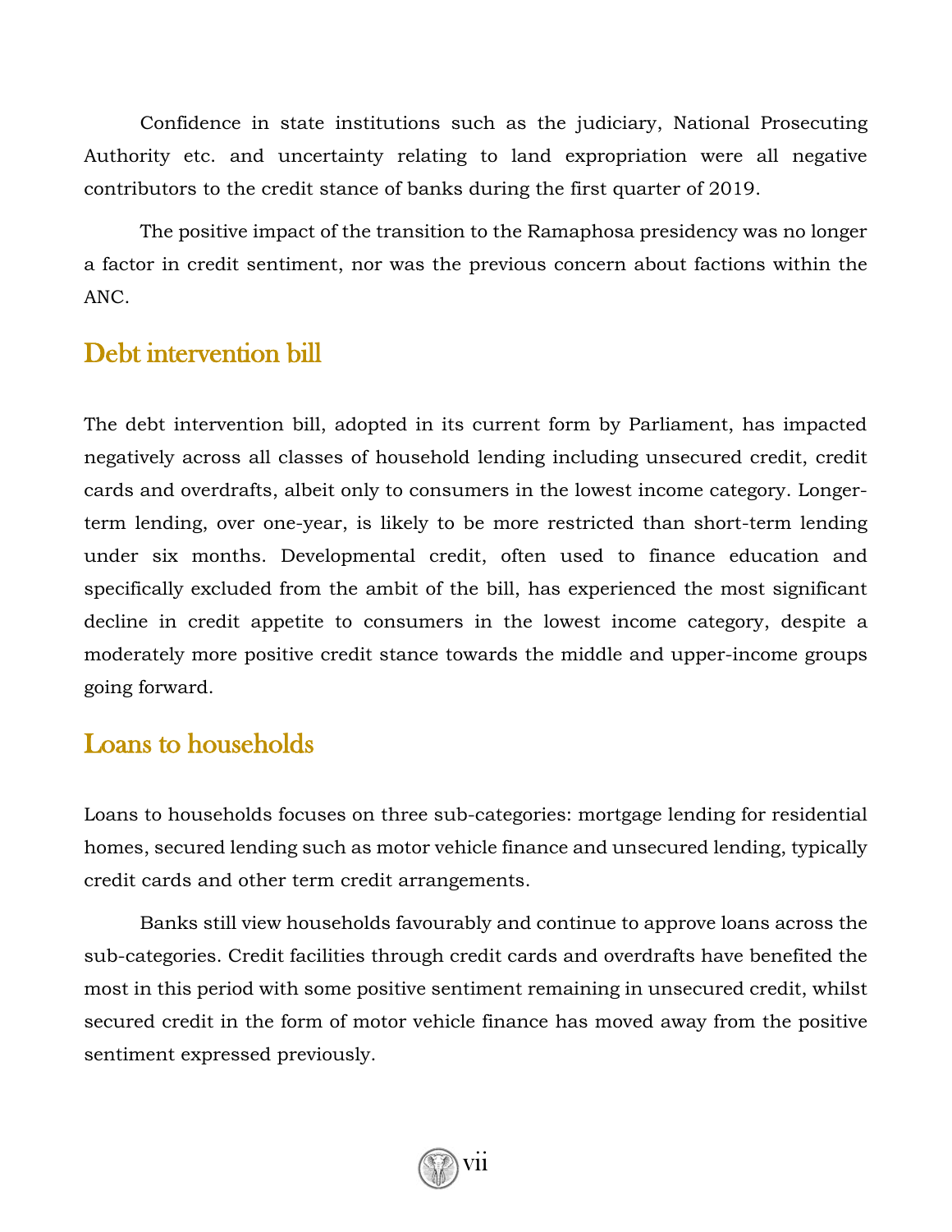Confidence in state institutions such as the judiciary, National Prosecuting Authority etc. and uncertainty relating to land expropriation were all negative contributors to the credit stance of banks during the first quarter of 2019.

The positive impact of the transition to the Ramaphosa presidency was no longer a factor in credit sentiment, nor was the previous concern about factions within the ANC.

## Debt intervention bill

The debt intervention bill, adopted in its current form by Parliament, has impacted negatively across all classes of household lending including unsecured credit, credit cards and overdrafts, albeit only to consumers in the lowest income category. Longer-term lending, over one-year, is likely to be more restricted than short-term lending under six months. Developmental credit, often used to finance education and specifically excluded from the ambit of the bill, has experienced the most significant decline in credit appetite to consumers in the lowest income category, despite a moderately more positive credit stance towards the middle and upper-income groups going forward.

## Loans to households

Loans to households focuses on three sub-categories: mortgage lending for residential homes, secured lending such as motor vehicle finance and unsecured lending, typically credit cards and other term credit arrangements.

Banks still view households favourably and continue to approve loans across the sub-categories. Credit facilities through credit cards and overdrafts have benefited the most in this period with some positive sentiment remaining in unsecured credit, whilst secured credit in the form of motor vehicle finance has moved away from the positive sentiment expressed previously.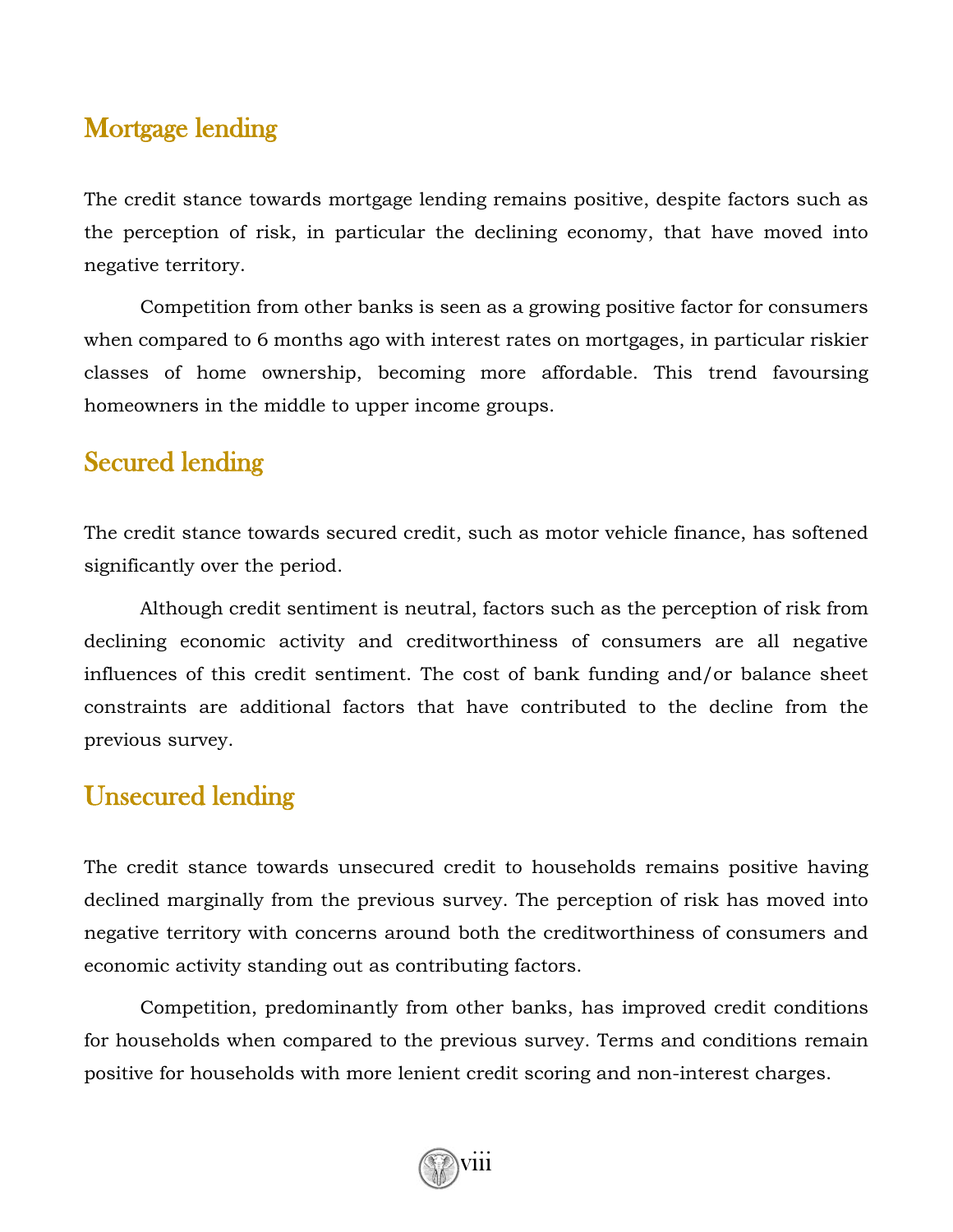## Mortgage lending

The credit stance towards mortgage lending remains positive, despite factors such as the perception of risk, in particular the declining economy, that have moved into negative territory.

Competition from other banks is seen as a growing positive factor for consumers when compared to 6 months ago with interest rates on mortgages, in particular riskier classes of home ownership, becoming more affordable. This trend favoursing homeowners in the middle to upper income groups.

## Secured lending

The credit stance towards secured credit, such as motor vehicle finance, has softened significantly over the period.

Although credit sentiment is neutral, factors such as the perception of risk from declining economic activity and creditworthiness of consumers are all negative influences of this credit sentiment. The cost of bank funding and/or balance sheet constraints are additional factors that have contributed to the decline from the previous survey.

## Unsecured lending

The credit stance towards unsecured credit to households remains positive having declined marginally from the previous survey. The perception of risk has moved into negative territory with concerns around both the creditworthiness of consumers and economic activity standing out as contributing factors.

Competition, predominantly from other banks, has improved credit conditions for households when compared to the previous survey. Terms and conditions remain positive for households with more lenient credit scoring and non-interest charges.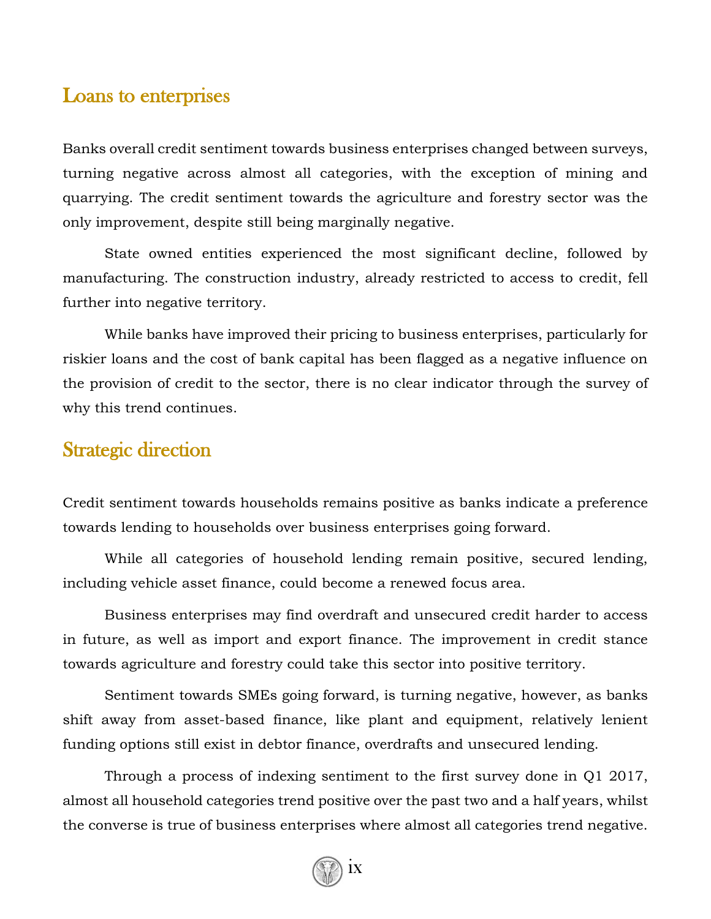## Loans to enterprises

Banks overall credit sentiment towards business enterprises changed between surveys, turning negative across almost all categories, with the exception of mining and quarrying. The credit sentiment towards the agriculture and forestry sector was the only improvement, despite still being marginally negative.

State owned entities experienced the most significant decline, followed by manufacturing. The construction industry, already restricted to access to credit, fell further into negative territory.

While banks have improved their pricing to business enterprises, particularly for riskier loans and the cost of bank capital has been flagged as a negative influence on the provision of credit to the sector, there is no clear indicator through the survey of why this trend continues.

## Strategic direction

Credit sentiment towards households remains positive as banks indicate a preference towards lending to households over business enterprises going forward.

While all categories of household lending remain positive, secured lending, including vehicle asset finance, could become a renewed focus area.

Business enterprises may find overdraft and unsecured credit harder to access in future, as well as import and export finance. The improvement in credit stance towards agriculture and forestry could take this sector into positive territory.

Sentiment towards SMEs going forward, is turning negative, however, as banks shift away from asset-based finance, like plant and equipment, relatively lenient funding options still exist in debtor finance, overdrafts and unsecured lending.

Through a process of indexing sentiment to the first survey done in Q1 2017, almost all household categories trend positive over the past two and a half years, whilst the converse is true of business enterprises where almost all categories trend negative.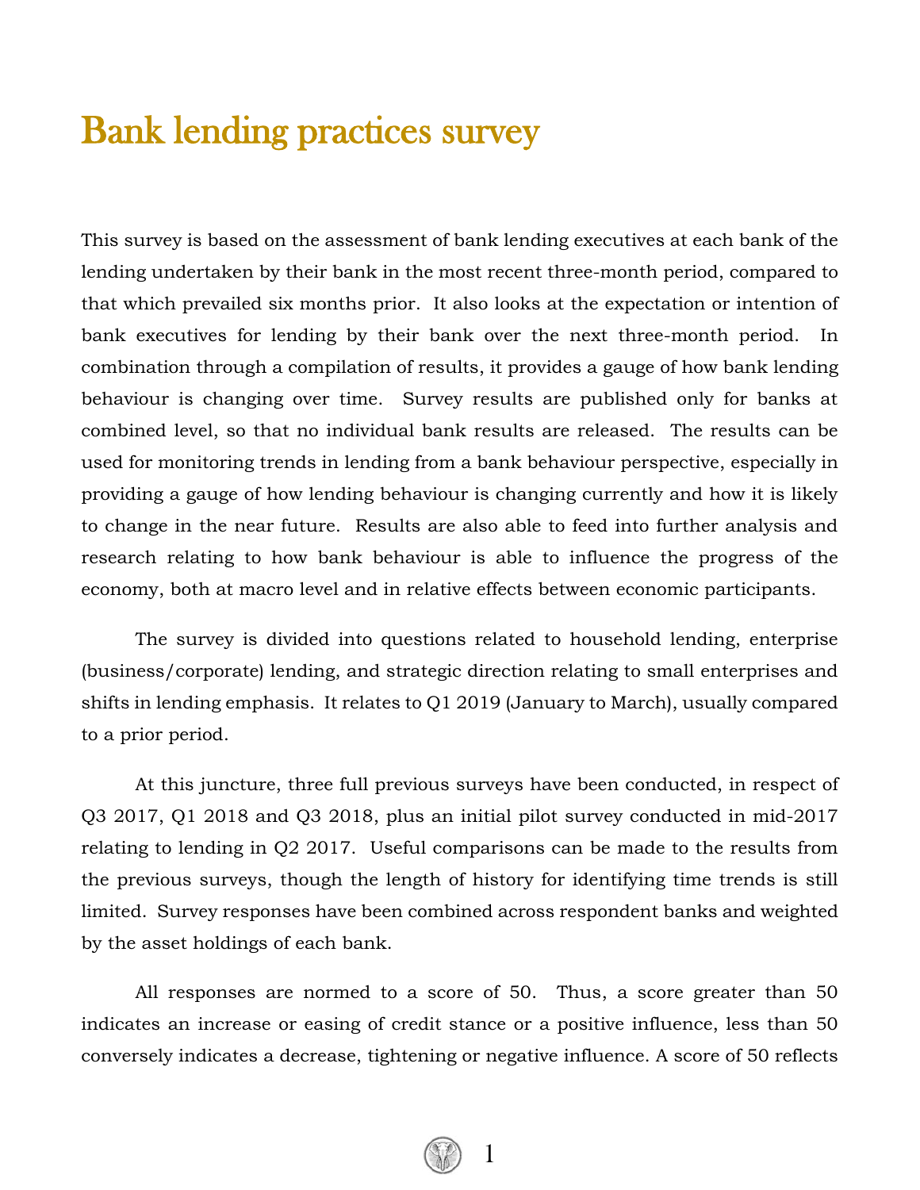# Bank lending practices survey

This survey is based on the assessment of bank lending executives at each bank of the lending undertaken by their bank in the most recent three-month period, compared to that which prevailed six months prior. It also looks at the expectation or intention of bank executives for lending by their bank over the next three-month period. In combination through a compilation of results, it provides a gauge of how bank lending behaviour is changing over time. Survey results are published only for banks at combined level, so that no individual bank results are released. The results can be used for monitoring trends in lending from a bank behaviour perspective, especially in providing a gauge of how lending behaviour is changing currently and how it is likely to change in the near future. Results are also able to feed into further analysis and research relating to how bank behaviour is able to influence the progress of the economy, both at macro level and in relative effects between economic participants.

The survey is divided into questions related to household lending, enterprise (business/corporate) lending, and strategic direction relating to small enterprises and shifts in lending emphasis. It relates to Q1 2019 (January to March), usually compared to a prior period.

At this juncture, three full previous surveys have been conducted, in respect of Q3 2017, Q1 2018 and Q3 2018, plus an initial pilot survey conducted in mid-2017 relating to lending in Q2 2017. Useful comparisons can be made to the results from the previous surveys, though the length of history for identifying time trends is still limited. Survey responses have been combined across respondent banks and weighted by the asset holdings of each bank.

All responses are normed to a score of 50. Thus, a score greater than 50 indicates an increase or easing of credit stance or a positive influence, less than 50 conversely indicates a decrease, tightening or negative influence. A score of 50 reflects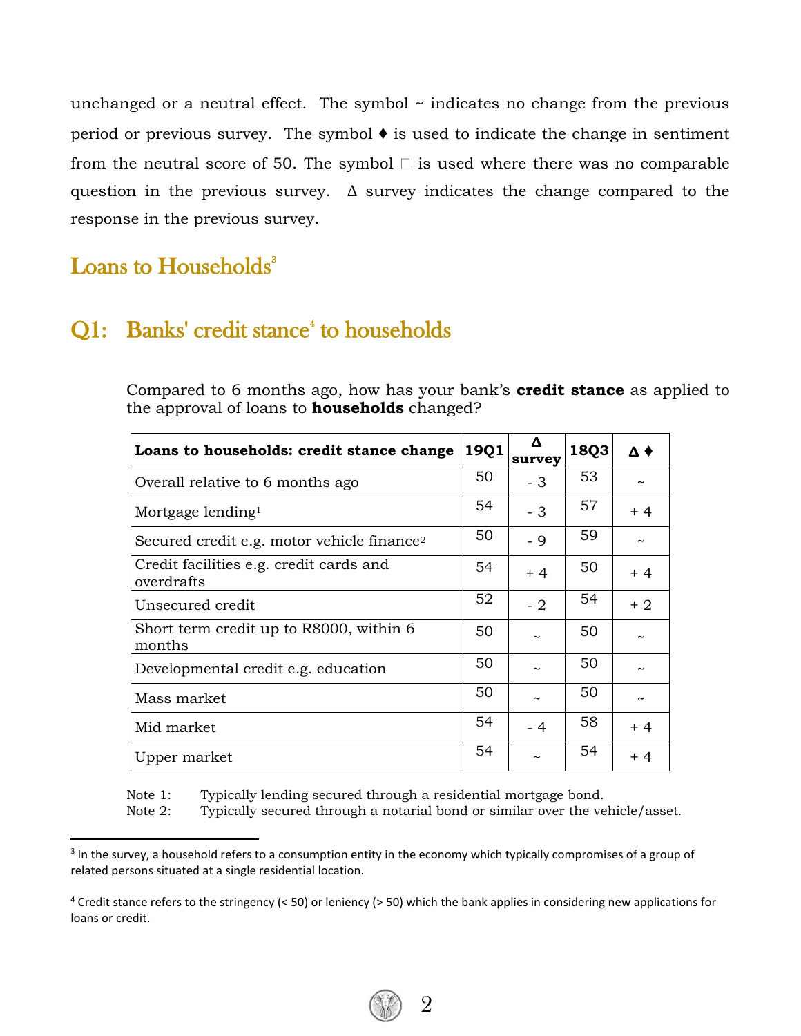unchanged or a neutral effect. The symbol ~ indicates no change from the previous period or previous survey. The symbol ♦ is used to indicate the change in sentiment from the neutral score of 50. The symbol  is used where there was no comparable question in the previous survey. Δ survey indicates the change compared to the response in the previous survey.

## Loans to Households[3]

## Q1: Banks' credit stance[4] to households

Compared to 6 months ago, how has your bank's **credit stance** as applied to the approval of loans to **households** changed?

| **Loans to households: credit stance change** | **19Q1** | **Δ survey** | **18Q3** | **Δ ♦** |
|---|---|---|---|---|
| Overall relative to 6 months ago | 50 | - 3 | 53 | ~ |
| Mortgage lending[1] | 54 | - 3 | 57 | + 4 |
| Secured credit e.g. motor vehicle finance[2] | 50 | - 9 | 59 | ~ |
| Credit facilities e.g. credit cards and overdrafts | 54 | + 4 | 50 | + 4 |
| Unsecured credit | 52 | - 2 | 54 | + 2 |
| Short term credit up to R8000, within 6 months | 50 | ~ | 50 | ~ |
| Developmental credit e.g. education | 50 | ~ | 50 | ~ |
| Mass market | 50 | ~ | 50 | ~ |
| Mid market | 54 | - 4 | 58 | + 4 |
| Upper market | 54 | ~ | 54 | + 4 |

Note 1: Typically lending secured through a residential mortgage bond.
Note 2: Typically secured through a notarial bond or similar over the vehicle/asset.

[3] In the survey, a household refers to a consumption entity in the economy which typically compromises of a group of related persons situated at a single residential location.

[4] Credit stance refers to the stringency (< 50) or leniency (> 50) which the bank applies in considering new applications for loans or credit.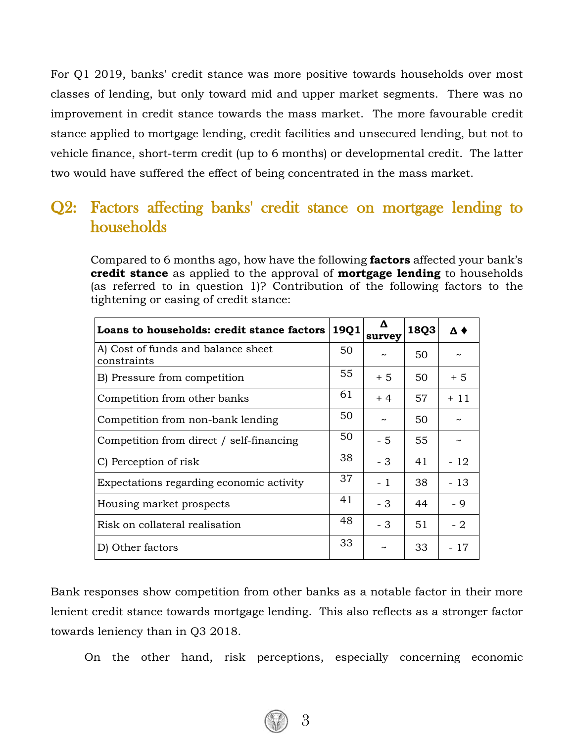For Q1 2019, banks' credit stance was more positive towards households over most classes of lending, but only toward mid and upper market segments. There was no improvement in credit stance towards the mass market. The more favourable credit stance applied to mortgage lending, credit facilities and unsecured lending, but not to vehicle finance, short-term credit (up to 6 months) or developmental credit. The latter two would have suffered the effect of being concentrated in the mass market.

## Q2: Factors affecting banks' credit stance on mortgage lending to households

Compared to 6 months ago, how have the following **factors** affected your bank's **credit stance** as applied to the approval of **mortgage lending** to households (as referred to in question 1)? Contribution of the following factors to the tightening or easing of credit stance:

| Loans to households: credit stance factors | 19Q1 | Δ survey | 18Q3 | Δ ♦ |
|---|---|---|---|---|
| A) Cost of funds and balance sheet constraints | 50 | ~ | 50 | ~ |
| B) Pressure from competition | 55 | + 5 | 50 | + 5 |
| Competition from other banks | 61 | + 4 | 57 | + 11 |
| Competition from non-bank lending | 50 | ~ | 50 | ~ |
| Competition from direct / self-financing | 50 | - 5 | 55 | ~ |
| C) Perception of risk | 38 | - 3 | 41 | - 12 |
| Expectations regarding economic activity | 37 | - 1 | 38 | - 13 |
| Housing market prospects | 41 | - 3 | 44 | - 9 |
| Risk on collateral realisation | 48 | - 3 | 51 | - 2 |
| D) Other factors | 33 | ~ | 33 | - 17 |

Bank responses show competition from other banks as a notable factor in their more lenient credit stance towards mortgage lending. This also reflects as a stronger factor towards leniency than in Q3 2018.

On the other hand, risk perceptions, especially concerning economic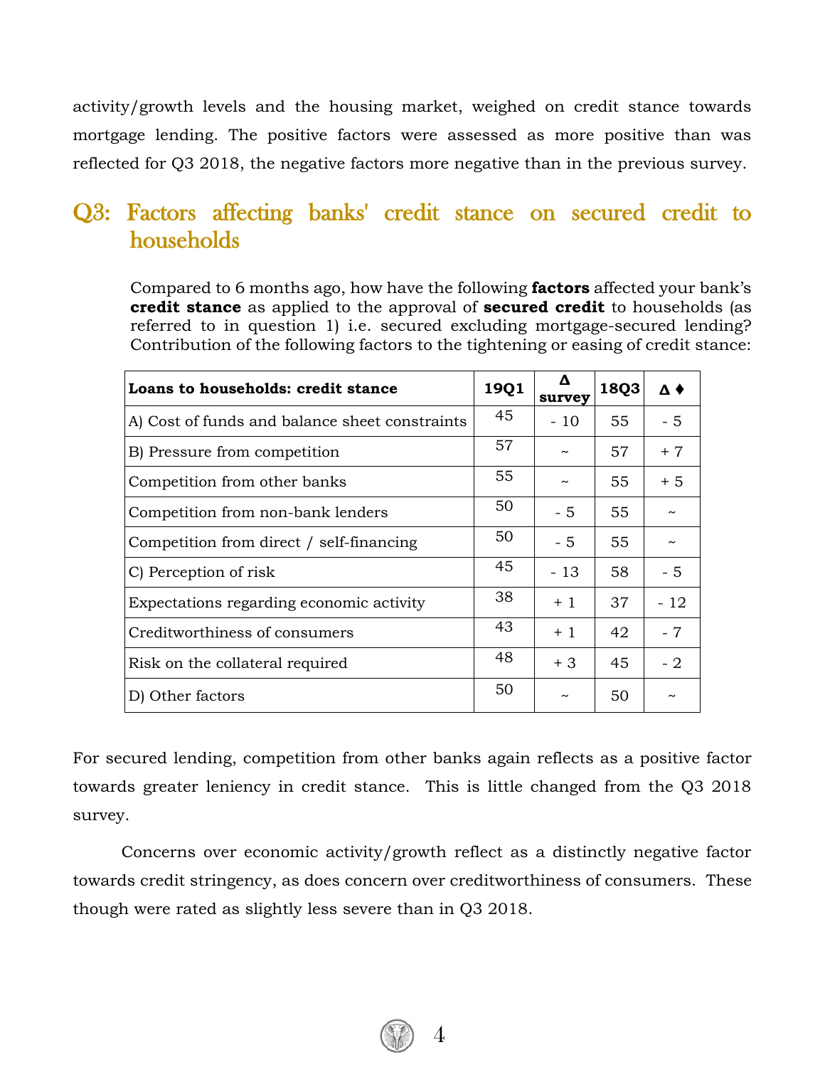activity/growth levels and the housing market, weighed on credit stance towards mortgage lending. The positive factors were assessed as more positive than was reflected for Q3 2018, the negative factors more negative than in the previous survey.

## Q3: Factors affecting banks' credit stance on secured credit to households

Compared to 6 months ago, how have the following **factors** affected your bank's **credit stance** as applied to the approval of **secured credit** to households (as referred to in question 1) i.e. secured excluding mortgage-secured lending? Contribution of the following factors to the tightening or easing of credit stance:

| **Loans to households: credit stance** | **19Q1** | **Δ survey** | **18Q3** | **Δ ♦** |
|---|---|---|---|---|
| A) Cost of funds and balance sheet constraints | 45 | - 10 | 55 | - 5 |
| B) Pressure from competition | 57 | ~ | 57 | + 7 |
| Competition from other banks | 55 | ~ | 55 | + 5 |
| Competition from non-bank lenders | 50 | - 5 | 55 | ~ |
| Competition from direct / self-financing | 50 | - 5 | 55 | ~ |
| C) Perception of risk | 45 | - 13 | 58 | - 5 |
| Expectations regarding economic activity | 38 | + 1 | 37 | - 12 |
| Creditworthiness of consumers | 43 | + 1 | 42 | - 7 |
| Risk on the collateral required | 48 | + 3 | 45 | - 2 |
| D) Other factors | 50 | ~ | 50 | ~ |

For secured lending, competition from other banks again reflects as a positive factor towards greater leniency in credit stance. This is little changed from the Q3 2018 survey.

Concerns over economic activity/growth reflect as a distinctly negative factor towards credit stringency, as does concern over creditworthiness of consumers. These though were rated as slightly less severe than in Q3 2018.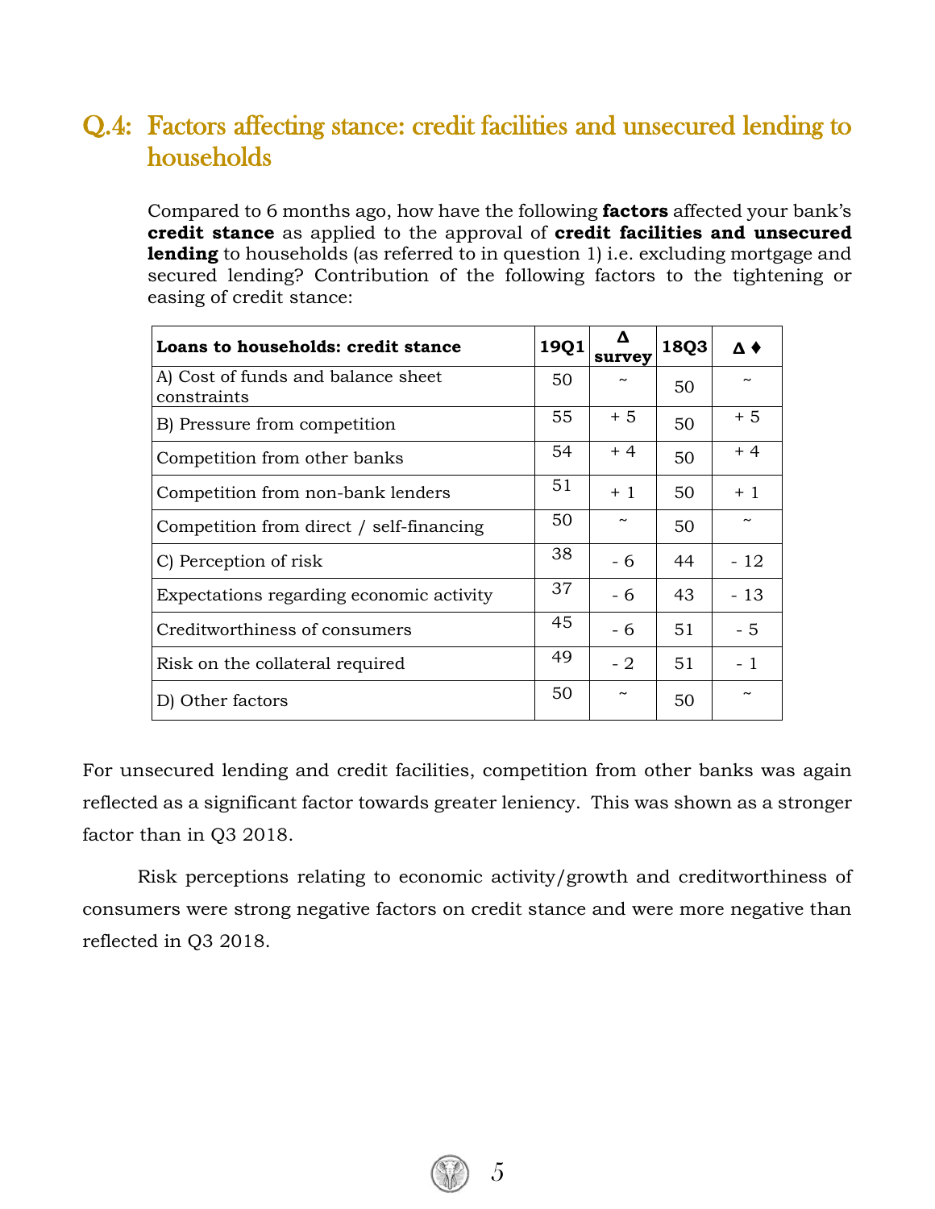## Q.4: Factors affecting stance: credit facilities and unsecured lending to households

Compared to 6 months ago, how have the following **factors** affected your bank's **credit stance** as applied to the approval of **credit facilities and unsecured lending** to households (as referred to in question 1) i.e. excluding mortgage and secured lending? Contribution of the following factors to the tightening or easing of credit stance:

| **Loans to households: credit stance** | **19Q1** | **Δ survey** | **18Q3** | **Δ ♦** |
|---|---|---|---|---|
| A) Cost of funds and balance sheet constraints | 50 | ~ | 50 | ~ |
| B) Pressure from competition | 55 | + 5 | 50 | + 5 |
| Competition from other banks | 54 | + 4 | 50 | + 4 |
| Competition from non-bank lenders | 51 | + 1 | 50 | + 1 |
| Competition from direct / self-financing | 50 | ~ | 50 | ~ |
| C) Perception of risk | 38 | - 6 | 44 | - 12 |
| Expectations regarding economic activity | 37 | - 6 | 43 | - 13 |
| Creditworthiness of consumers | 45 | - 6 | 51 | - 5 |
| Risk on the collateral required | 49 | - 2 | 51 | - 1 |
| D) Other factors | 50 | ~ | 50 | ~ |

For unsecured lending and credit facilities, competition from other banks was again reflected as a significant factor towards greater leniency. This was shown as a stronger factor than in Q3 2018.

Risk perceptions relating to economic activity/growth and creditworthiness of consumers were strong negative factors on credit stance and were more negative than reflected in Q3 2018.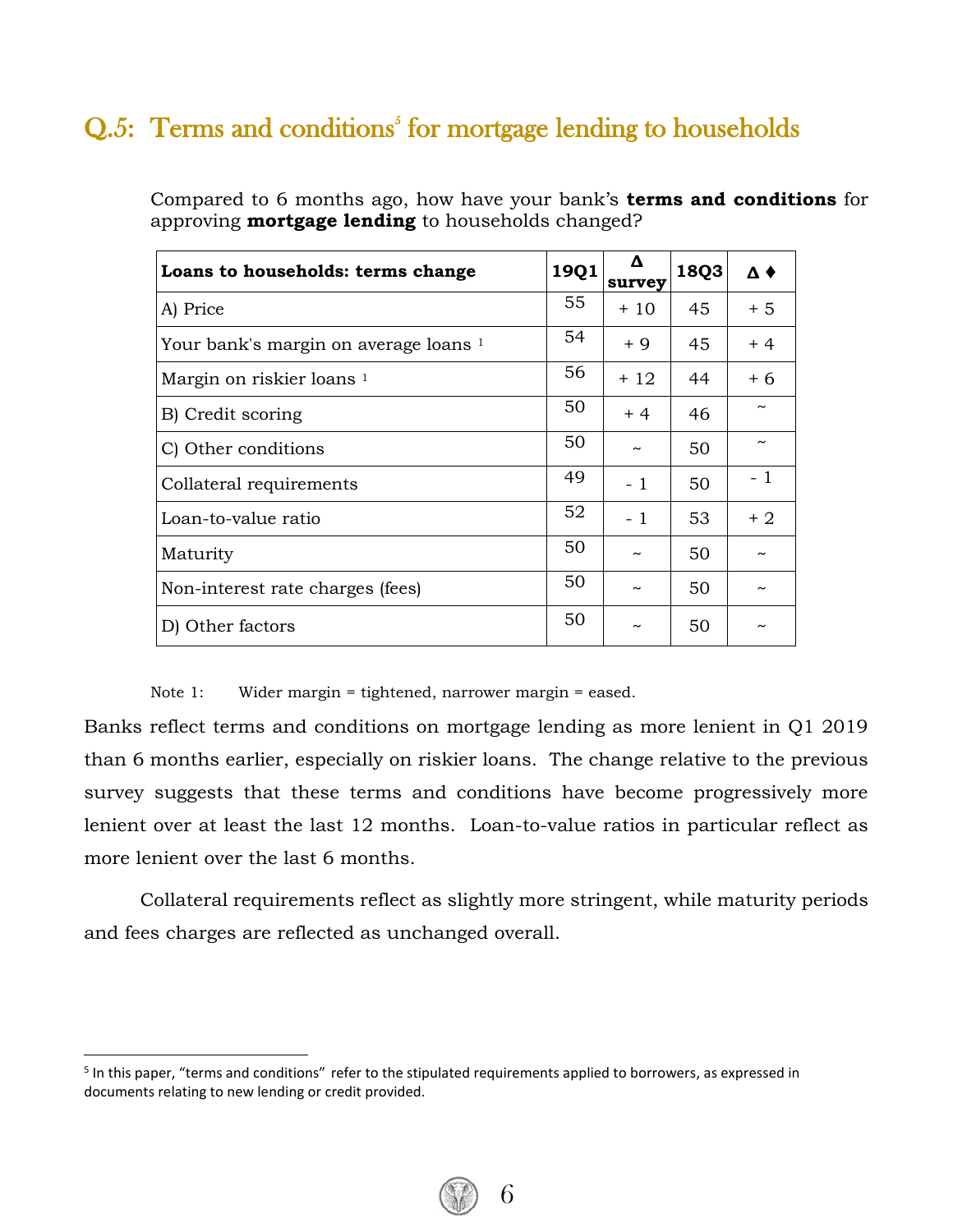## Q.5: Terms and conditions[5] for mortgage lending to households

Compared to 6 months ago, how have your bank's **terms and conditions** for approving **mortgage lending** to households changed?

| **Loans to households: terms change** | **19Q1** | **Δ survey** | **18Q3** | **Δ ♦** |
|---|---|---|---|---|
| A) Price | 55 | + 10 | 45 | + 5 |
| Your bank's margin on average loans [1] | 54 | + 9 | 45 | + 4 |
| Margin on riskier loans [1] | 56 | + 12 | 44 | + 6 |
| B) Credit scoring | 50 | + 4 | 46 | ~ |
| C) Other conditions | 50 | ~ | 50 | ~ |
| Collateral requirements | 49 | - 1 | 50 | - 1 |
| Loan-to-value ratio | 52 | - 1 | 53 | + 2 |
| Maturity | 50 | ~ | 50 | ~ |
| Non-interest rate charges (fees) | 50 | ~ | 50 | ~ |
| D) Other factors | 50 | ~ | 50 | ~ |

Note 1: Wider margin = tightened, narrower margin = eased.

Banks reflect terms and conditions on mortgage lending as more lenient in Q1 2019 than 6 months earlier, especially on riskier loans. The change relative to the previous survey suggests that these terms and conditions have become progressively more lenient over at least the last 12 months. Loan-to-value ratios in particular reflect as more lenient over the last 6 months.

Collateral requirements reflect as slightly more stringent, while maturity periods and fees charges are reflected as unchanged overall.

[5] In this paper, "terms and conditions" refer to the stipulated requirements applied to borrowers, as expressed in documents relating to new lending or credit provided.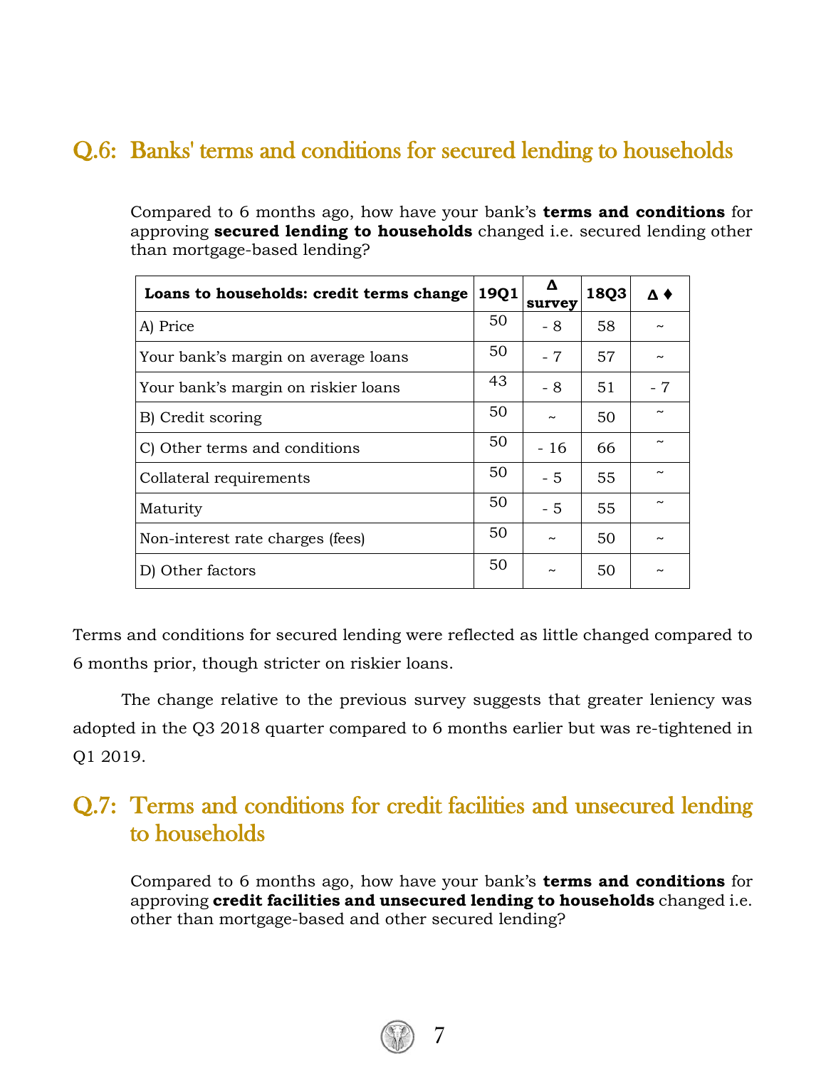## Q.6: Banks' terms and conditions for secured lending to households

Compared to 6 months ago, how have your bank's **terms and conditions** for approving **secured lending to households** changed i.e. secured lending other than mortgage-based lending?

| Loans to households: credit terms change | 19Q1 | Δ survey | 18Q3 | Δ ♦ |
|---|---|---|---|---|
| A) Price | 50 | - 8 | 58 | ~ |
| Your bank's margin on average loans | 50 | - 7 | 57 | ~ |
| Your bank's margin on riskier loans | 43 | - 8 | 51 | - 7 |
| B) Credit scoring | 50 | ~ | 50 | ~ |
| C) Other terms and conditions | 50 | - 16 | 66 | ~ |
| Collateral requirements | 50 | - 5 | 55 | ~ |
| Maturity | 50 | - 5 | 55 | ~ |
| Non-interest rate charges (fees) | 50 | ~ | 50 | ~ |
| D) Other factors | 50 | ~ | 50 | ~ |

Terms and conditions for secured lending were reflected as little changed compared to 6 months prior, though stricter on riskier loans.

The change relative to the previous survey suggests that greater leniency was adopted in the Q3 2018 quarter compared to 6 months earlier but was re-tightened in Q1 2019.

## Q.7: Terms and conditions for credit facilities and unsecured lending to households

Compared to 6 months ago, how have your bank's **terms and conditions** for approving **credit facilities and unsecured lending to households** changed i.e. other than mortgage-based and other secured lending?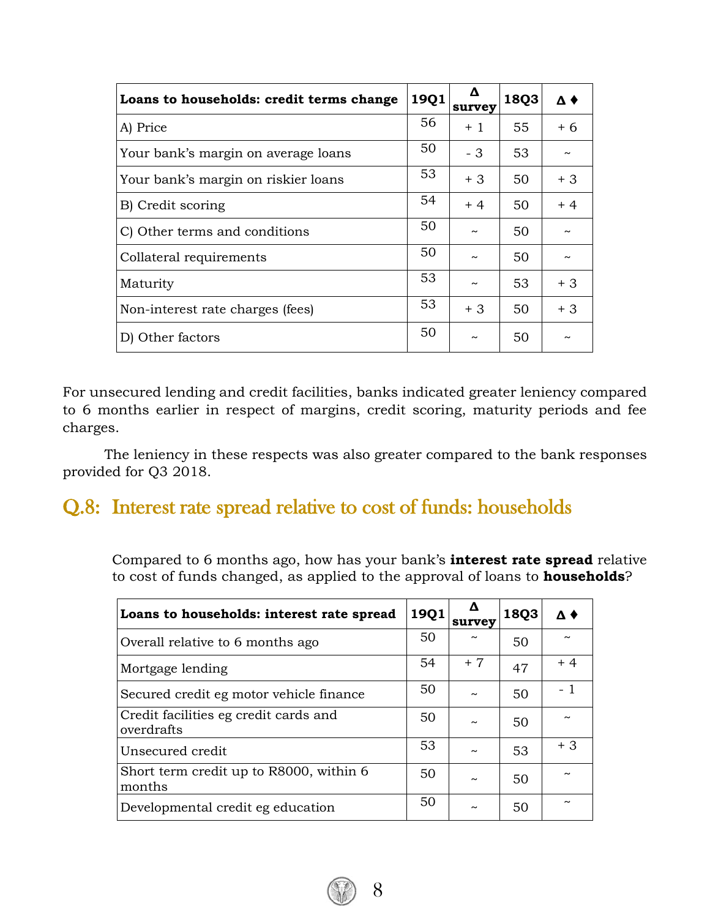| Loans to households: credit terms change | 19Q1 | Δ survey | 18Q3 | Δ ♦ |
|---|---|---|---|---|
| A) Price | 56 | + 1 | 55 | + 6 |
| Your bank's margin on average loans | 50 | - 3 | 53 | ~ |
| Your bank's margin on riskier loans | 53 | + 3 | 50 | + 3 |
| B) Credit scoring | 54 | + 4 | 50 | + 4 |
| C) Other terms and conditions | 50 | ~ | 50 | ~ |
| Collateral requirements | 50 | ~ | 50 | ~ |
| Maturity | 53 | ~ | 53 | + 3 |
| Non-interest rate charges (fees) | 53 | + 3 | 50 | + 3 |
| D) Other factors | 50 | ~ | 50 | ~ |

For unsecured lending and credit facilities, banks indicated greater leniency compared to 6 months earlier in respect of margins, credit scoring, maturity periods and fee charges.

The leniency in these respects was also greater compared to the bank responses provided for Q3 2018.

## Q.8: Interest rate spread relative to cost of funds: households

Compared to 6 months ago, how has your bank's **interest rate spread** relative to cost of funds changed, as applied to the approval of loans to **households**?

| Loans to households: interest rate spread | 19Q1 | Δ survey | 18Q3 | Δ ♦ |
|---|---|---|---|---|
| Overall relative to 6 months ago | 50 | ~ | 50 | ~ |
| Mortgage lending | 54 | + 7 | 47 | + 4 |
| Secured credit eg motor vehicle finance | 50 | ~ | 50 | - 1 |
| Credit facilities eg credit cards and overdrafts | 50 | ~ | 50 | ~ |
| Unsecured credit | 53 | ~ | 53 | + 3 |
| Short term credit up to R8000, within 6 months | 50 | ~ | 50 | ~ |
| Developmental credit eg education | 50 | ~ | 50 | ~ |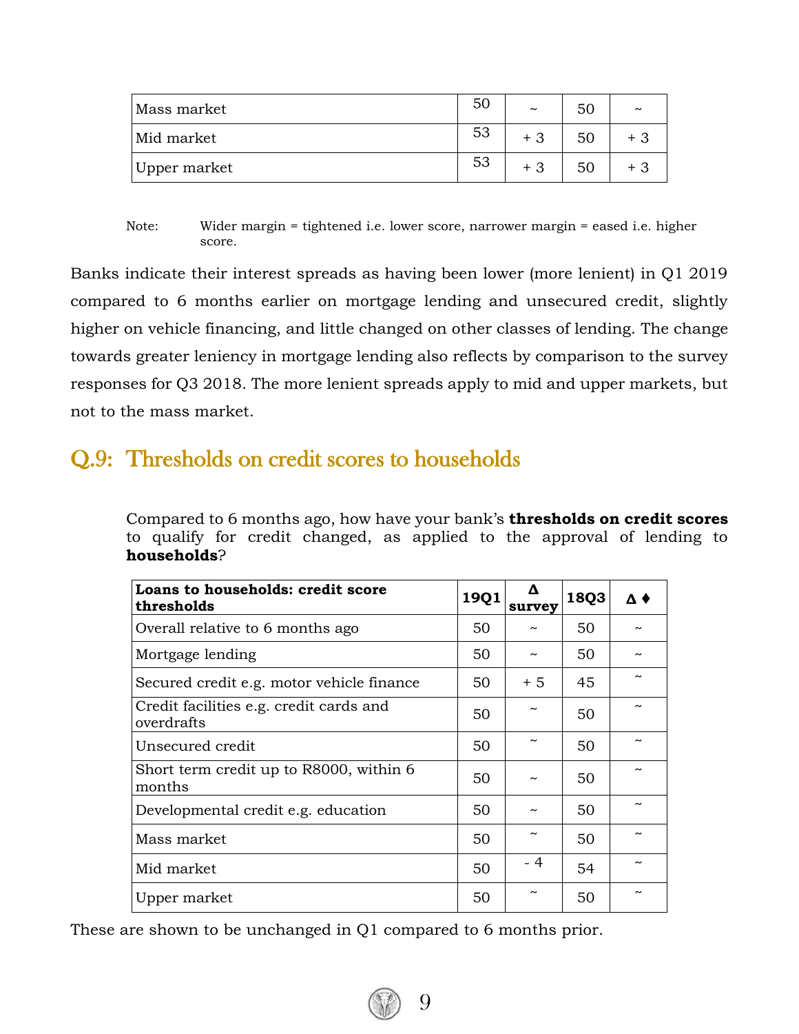| | | | | |
|---|---|---|---|---|
| Mass market | 50 | ~ | 50 | ~ |
| Mid market | 53 | + 3 | 50 | + 3 |
| Upper market | 53 | + 3 | 50 | + 3 |

Note: Wider margin = tightened i.e. lower score, narrower margin = eased i.e. higher score.

Banks indicate their interest spreads as having been lower (more lenient) in Q1 2019 compared to 6 months earlier on mortgage lending and unsecured credit, slightly higher on vehicle financing, and little changed on other classes of lending. The change towards greater leniency in mortgage lending also reflects by comparison to the survey responses for Q3 2018. The more lenient spreads apply to mid and upper markets, but not to the mass market.

## Q.9: Thresholds on credit scores to households

Compared to 6 months ago, how have your bank's **thresholds on credit scores** to qualify for credit changed, as applied to the approval of lending to **households**?

| **Loans to households: credit score thresholds** | **19Q1** | **Δ survey** | **18Q3** | **Δ ♦** |
|---|---|---|---|---|
| Overall relative to 6 months ago | 50 | ~ | 50 | ~ |
| Mortgage lending | 50 | ~ | 50 | ~ |
| Secured credit e.g. motor vehicle finance | 50 | + 5 | 45 | ~ |
| Credit facilities e.g. credit cards and overdrafts | 50 | ~ | 50 | ~ |
| Unsecured credit | 50 | ~ | 50 | ~ |
| Short term credit up to R8000, within 6 months | 50 | ~ | 50 | ~ |
| Developmental credit e.g. education | 50 | ~ | 50 | ~ |
| Mass market | 50 | ~ | 50 | ~ |
| Mid market | 50 | - 4 | 54 | ~ |
| Upper market | 50 | ~ | 50 | ~ |

These are shown to be unchanged in Q1 compared to 6 months prior.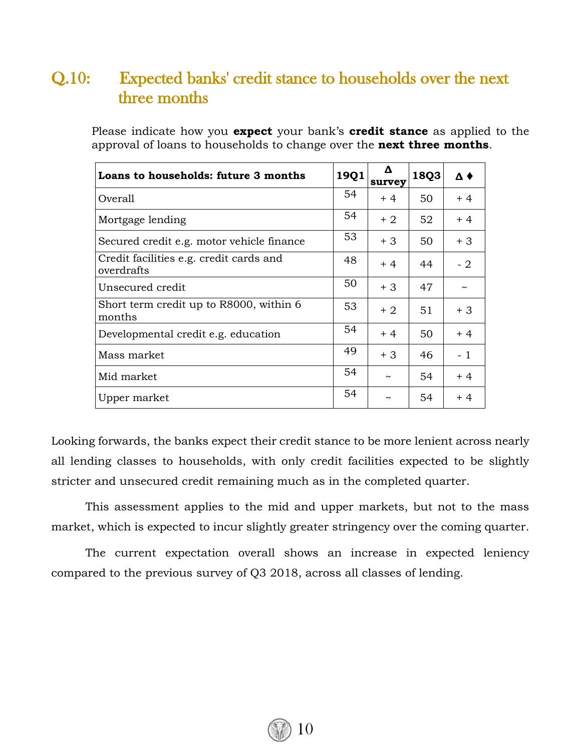## Q.10: Expected banks' credit stance to households over the next three months

Please indicate how you **expect** your bank's **credit stance** as applied to the approval of loans to households to change over the **next three months**.

| **Loans to households: future 3 months** | **19Q1** | **Δ survey** | **18Q3** | **Δ ♦** |
|---|---|---|---|---|
| Overall | 54 | + 4 | 50 | + 4 |
| Mortgage lending | 54 | + 2 | 52 | + 4 |
| Secured credit e.g. motor vehicle finance | 53 | + 3 | 50 | + 3 |
| Credit facilities e.g. credit cards and overdrafts | 48 | + 4 | 44 | - 2 |
| Unsecured credit | 50 | + 3 | 47 | ~ |
| Short term credit up to R8000, within 6 months | 53 | + 2 | 51 | + 3 |
| Developmental credit e.g. education | 54 | + 4 | 50 | + 4 |
| Mass market | 49 | + 3 | 46 | - 1 |
| Mid market | 54 | ~ | 54 | + 4 |
| Upper market | 54 | ~ | 54 | + 4 |

Looking forwards, the banks expect their credit stance to be more lenient across nearly all lending classes to households, with only credit facilities expected to be slightly stricter and unsecured credit remaining much as in the completed quarter.

This assessment applies to the mid and upper markets, but not to the mass market, which is expected to incur slightly greater stringency over the coming quarter.

The current expectation overall shows an increase in expected leniency compared to the previous survey of Q3 2018, across all classes of lending.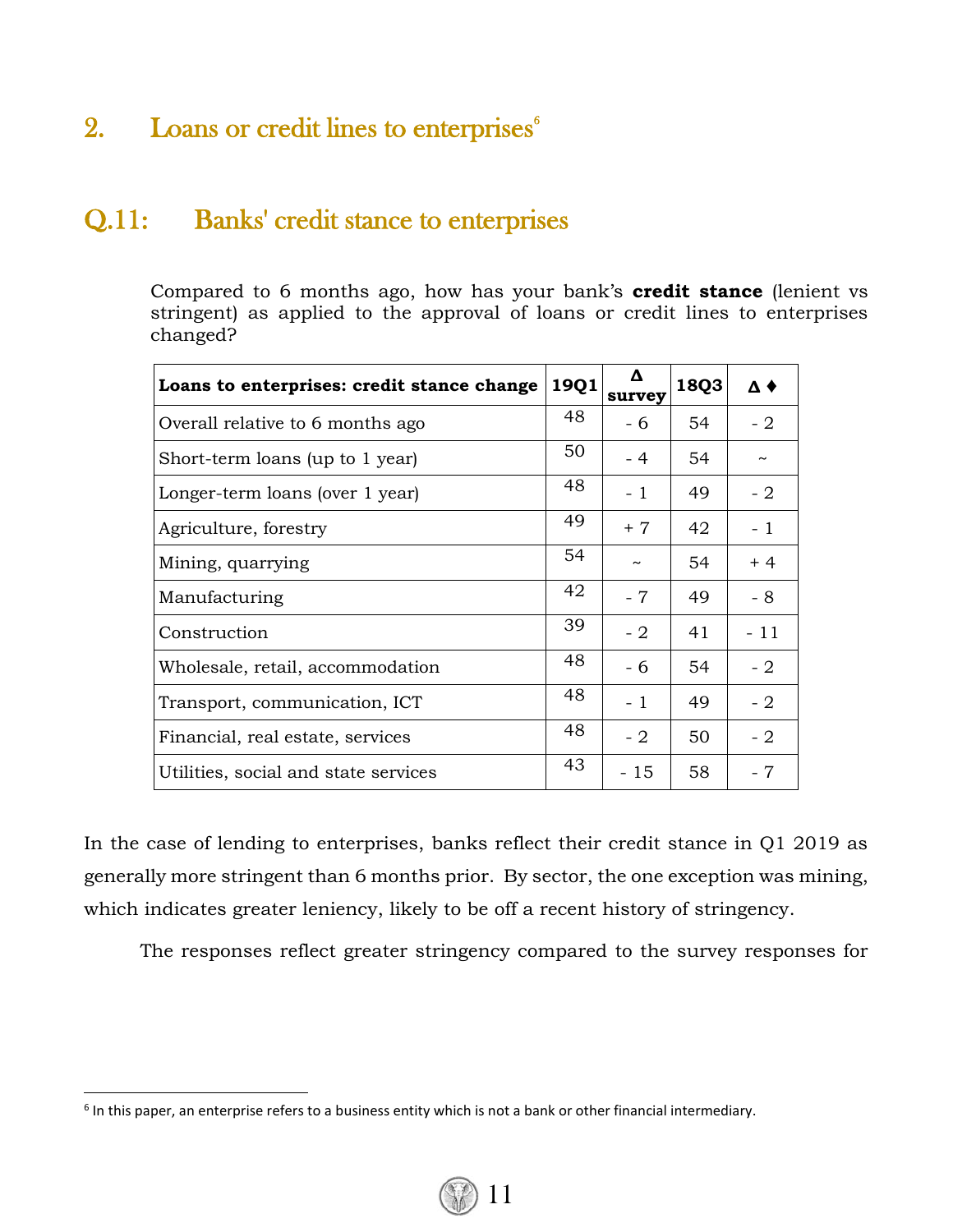## 2. Loans or credit lines to enterprises[6]

### Q.11: Banks' credit stance to enterprises

Compared to 6 months ago, how has your bank's **credit stance** (lenient vs stringent) as applied to the approval of loans or credit lines to enterprises changed?

| Loans to enterprises: credit stance change | 19Q1 | Δ survey | 18Q3 | Δ ♦ |
|---|---|---|---|---|
| Overall relative to 6 months ago | 48 | - 6 | 54 | - 2 |
| Short-term loans (up to 1 year) | 50 | - 4 | 54 | ~ |
| Longer-term loans (over 1 year) | 48 | - 1 | 49 | - 2 |
| Agriculture, forestry | 49 | + 7 | 42 | - 1 |
| Mining, quarrying | 54 | ~ | 54 | + 4 |
| Manufacturing | 42 | - 7 | 49 | - 8 |
| Construction | 39 | - 2 | 41 | - 11 |
| Wholesale, retail, accommodation | 48 | - 6 | 54 | - 2 |
| Transport, communication, ICT | 48 | - 1 | 49 | - 2 |
| Financial, real estate, services | 48 | - 2 | 50 | - 2 |
| Utilities, social and state services | 43 | - 15 | 58 | - 7 |

In the case of lending to enterprises, banks reflect their credit stance in Q1 2019 as generally more stringent than 6 months prior. By sector, the one exception was mining, which indicates greater leniency, likely to be off a recent history of stringency.

The responses reflect greater stringency compared to the survey responses for

[6] In this paper, an enterprise refers to a business entity which is not a bank or other financial intermediary.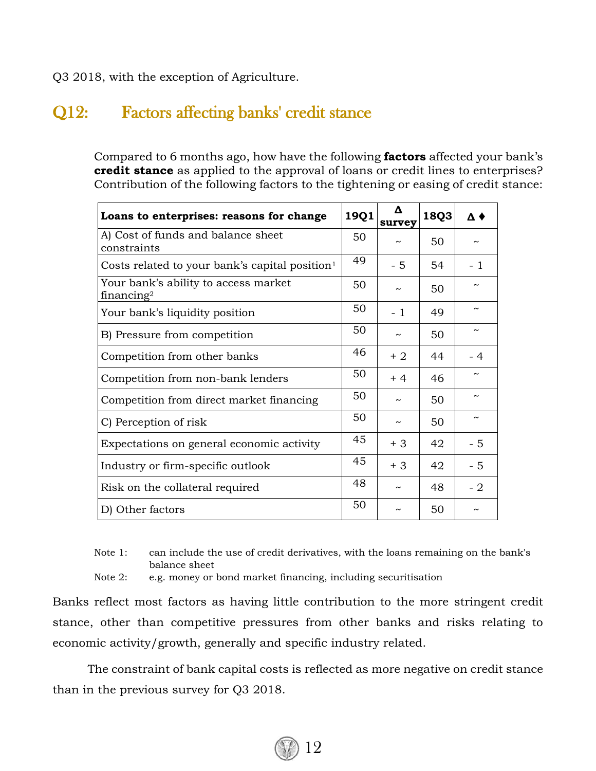Q3 2018, with the exception of Agriculture.

## Q12: Factors affecting banks' credit stance

Compared to 6 months ago, how have the following **factors** affected your bank's **credit stance** as applied to the approval of loans or credit lines to enterprises? Contribution of the following factors to the tightening or easing of credit stance:

| Loans to enterprises: reasons for change | 19Q1 | Δ survey | 18Q3 | Δ ♦ |
|---|---|---|---|---|
| A) Cost of funds and balance sheet constraints | 50 | ~ | 50 | ~ |
| Costs related to your bank's capital position[1] | 49 | - 5 | 54 | - 1 |
| Your bank's ability to access market financing[2] | 50 | ~ | 50 | ~ |
| Your bank's liquidity position | 50 | - 1 | 49 | ~ |
| B) Pressure from competition | 50 | ~ | 50 | ~ |
| Competition from other banks | 46 | + 2 | 44 | - 4 |
| Competition from non-bank lenders | 50 | + 4 | 46 | ~ |
| Competition from direct market financing | 50 | ~ | 50 | ~ |
| C) Perception of risk | 50 | ~ | 50 | ~ |
| Expectations on general economic activity | 45 | + 3 | 42 | - 5 |
| Industry or firm-specific outlook | 45 | + 3 | 42 | - 5 |
| Risk on the collateral required | 48 | ~ | 48 | - 2 |
| D) Other factors | 50 | ~ | 50 | ~ |

Note 1: can include the use of credit derivatives, with the loans remaining on the bank's balance sheet

Note 2: e.g. money or bond market financing, including securitisation

Banks reflect most factors as having little contribution to the more stringent credit stance, other than competitive pressures from other banks and risks relating to economic activity/growth, generally and specific industry related.

The constraint of bank capital costs is reflected as more negative on credit stance than in the previous survey for Q3 2018.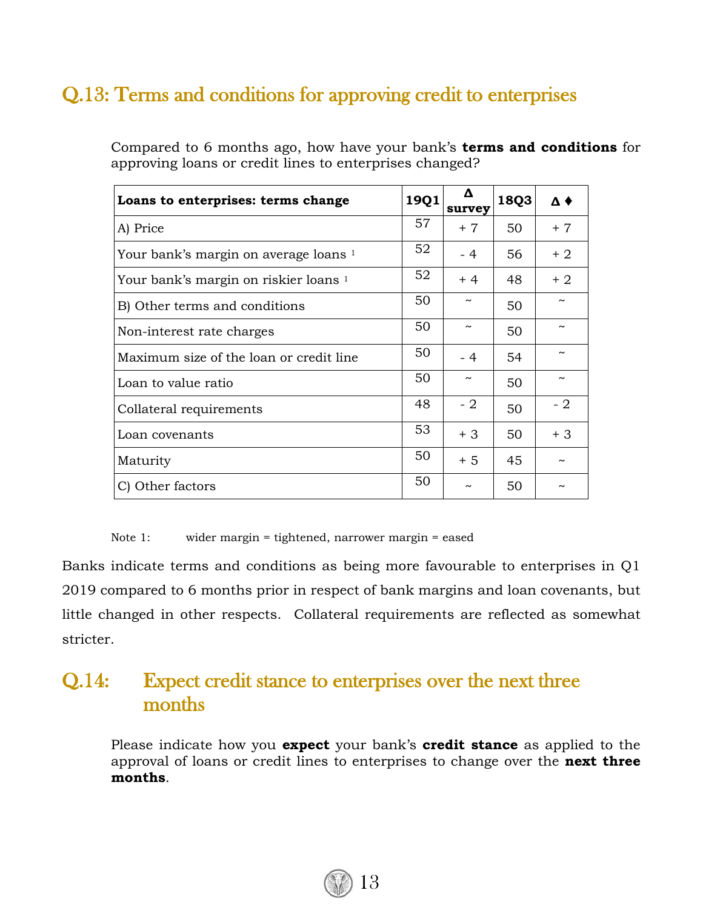## Q.13: Terms and conditions for approving credit to enterprises

Compared to 6 months ago, how have your bank's **terms and conditions** for approving loans or credit lines to enterprises changed?

| Loans to enterprises: terms change | 19Q1 | Δ survey | 18Q3 | Δ ♦ |
|---|---|---|---|---|
| A) Price | 57 | + 7 | 50 | + 7 |
| Your bank's margin on average loans [1] | 52 | - 4 | 56 | + 2 |
| Your bank's margin on riskier loans [1] | 52 | + 4 | 48 | + 2 |
| B) Other terms and conditions | 50 | ~ | 50 | ~ |
| Non-interest rate charges | 50 | ~ | 50 | ~ |
| Maximum size of the loan or credit line | 50 | - 4 | 54 | ~ |
| Loan to value ratio | 50 | ~ | 50 | ~ |
| Collateral requirements | 48 | - 2 | 50 | - 2 |
| Loan covenants | 53 | + 3 | 50 | + 3 |
| Maturity | 50 | + 5 | 45 | ~ |
| C) Other factors | 50 | ~ | 50 | ~ |

Note 1: wider margin = tightened, narrower margin = eased

Banks indicate terms and conditions as being more favourable to enterprises in Q1 2019 compared to 6 months prior in respect of bank margins and loan covenants, but little changed in other respects. Collateral requirements are reflected as somewhat stricter.

## Q.14: Expect credit stance to enterprises over the next three months

Please indicate how you **expect** your bank's **credit stance** as applied to the approval of loans or credit lines to enterprises to change over the **next three months**.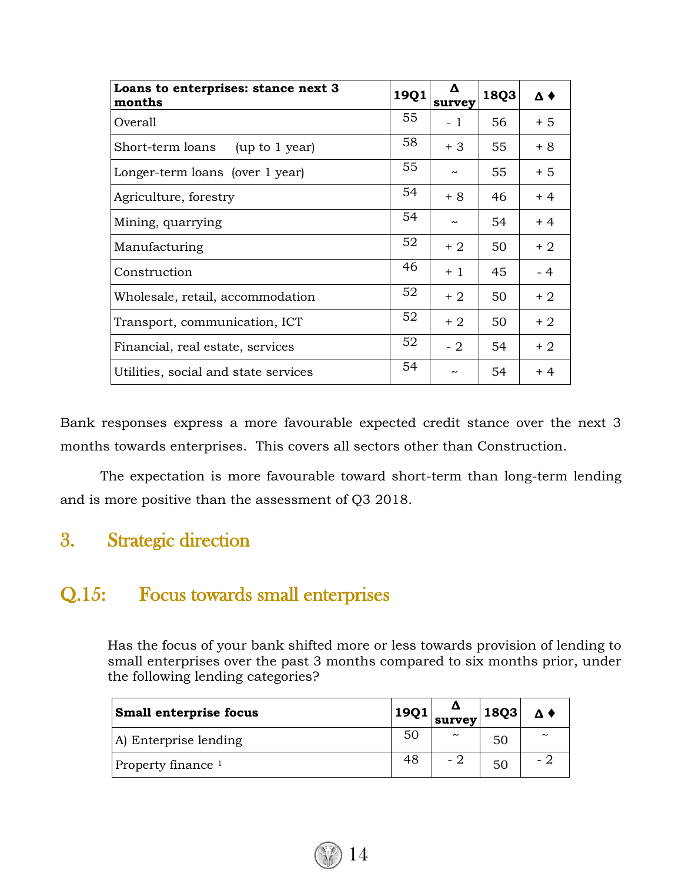| Loans to enterprises: stance next 3 months | 19Q1 | Δ survey | 18Q3 | Δ ♦ |
|---|---|---|---|---|
| Overall | 55 | - 1 | 56 | + 5 |
| Short-term loans (up to 1 year) | 58 | + 3 | 55 | + 8 |
| Longer-term loans (over 1 year) | 55 | ~ | 55 | + 5 |
| Agriculture, forestry | 54 | + 8 | 46 | + 4 |
| Mining, quarrying | 54 | ~ | 54 | + 4 |
| Manufacturing | 52 | + 2 | 50 | + 2 |
| Construction | 46 | + 1 | 45 | - 4 |
| Wholesale, retail, accommodation | 52 | + 2 | 50 | + 2 |
| Transport, communication, ICT | 52 | + 2 | 50 | + 2 |
| Financial, real estate, services | 52 | - 2 | 54 | + 2 |
| Utilities, social and state services | 54 | ~ | 54 | + 4 |

Bank responses express a more favourable expected credit stance over the next 3 months towards enterprises. This covers all sectors other than Construction.

The expectation is more favourable toward short-term than long-term lending and is more positive than the assessment of Q3 2018.

## 3. Strategic direction

## Q.15: Focus towards small enterprises

Has the focus of your bank shifted more or less towards provision of lending to small enterprises over the past 3 months compared to six months prior, under the following lending categories?

| Small enterprise focus | 19Q1 | Δ survey | 18Q3 | Δ ♦ |
|---|---|---|---|---|
| A) Enterprise lending | 50 | ~ | 50 | ~ |
| Property finance [1] | 48 | - 2 | 50 | - 2 |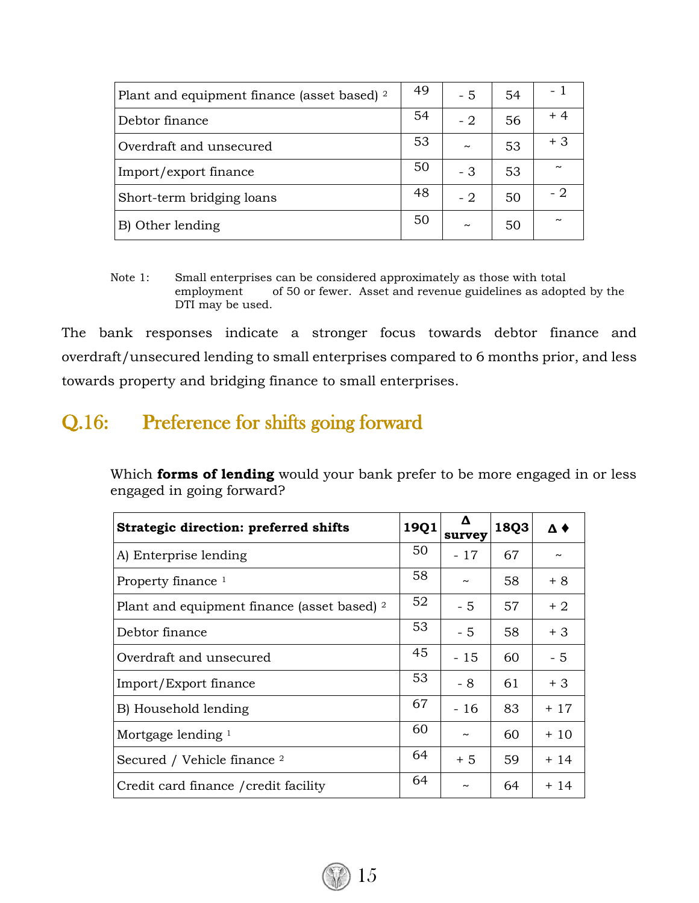| | | | | |
|---|---|---|---|---|
| Plant and equipment finance (asset based) [2] | 49 | - 5 | 54 | - 1 |
| Debtor finance | 54 | - 2 | 56 | + 4 |
| Overdraft and unsecured | 53 | ~ | 53 | + 3 |
| Import/export finance | 50 | - 3 | 53 | ~ |
| Short-term bridging loans | 48 | - 2 | 50 | - 2 |
| B) Other lending | 50 | ~ | 50 | ~ |

Note 1: Small enterprises can be considered approximately as those with total employment of 50 or fewer. Asset and revenue guidelines as adopted by the DTI may be used.

The bank responses indicate a stronger focus towards debtor finance and overdraft/unsecured lending to small enterprises compared to 6 months prior, and less towards property and bridging finance to small enterprises.

## Q.16: Preference for shifts going forward

Which **forms of lending** would your bank prefer to be more engaged in or less engaged in going forward?

| **Strategic direction: preferred shifts** | **19Q1** | **Δ survey** | **18Q3** | **Δ ♦** |
|---|---|---|---|---|
| A) Enterprise lending | 50 | - 17 | 67 | ~ |
| Property finance [1] | 58 | ~ | 58 | + 8 |
| Plant and equipment finance (asset based) [2] | 52 | - 5 | 57 | + 2 |
| Debtor finance | 53 | - 5 | 58 | + 3 |
| Overdraft and unsecured | 45 | - 15 | 60 | - 5 |
| Import/Export finance | 53 | - 8 | 61 | + 3 |
| B) Household lending | 67 | - 16 | 83 | + 17 |
| Mortgage lending [1] | 60 | ~ | 60 | + 10 |
| Secured / Vehicle finance [2] | 64 | + 5 | 59 | + 14 |
| Credit card finance /credit facility | 64 | ~ | 64 | + 14 |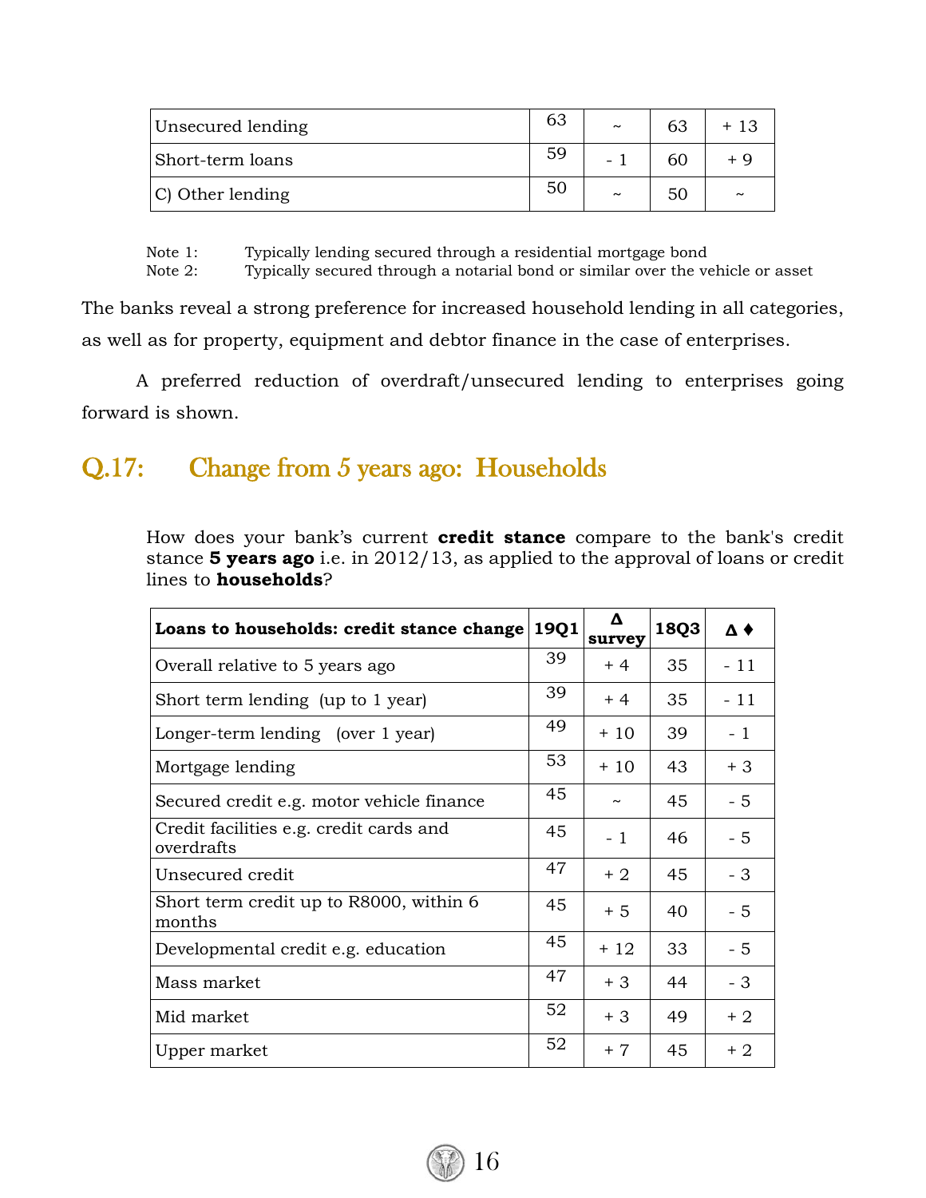| | | | | |
|---|---|---|---|---|
| Unsecured lending | 63 | ~ | 63 | + 13 |
| Short-term loans | 59 | - 1 | 60 | + 9 |
| C) Other lending | 50 | ~ | 50 | ~ |

Note 1: Typically lending secured through a residential mortgage bond
Note 2: Typically secured through a notarial bond or similar over the vehicle or asset

The banks reveal a strong preference for increased household lending in all categories, as well as for property, equipment and debtor finance in the case of enterprises.

A preferred reduction of overdraft/unsecured lending to enterprises going forward is shown.

## Q.17: Change from 5 years ago: Households

How does your bank's current **credit stance** compare to the bank's credit stance **5 years ago** i.e. in 2012/13, as applied to the approval of loans or credit lines to **households**?

| **Loans to households: credit stance change** | **19Q1** | **Δ survey** | **18Q3** | **Δ ♦** |
|---|---|---|---|---|
| Overall relative to 5 years ago | 39 | + 4 | 35 | - 11 |
| Short term lending (up to 1 year) | 39 | + 4 | 35 | - 11 |
| Longer-term lending (over 1 year) | 49 | + 10 | 39 | - 1 |
| Mortgage lending | 53 | + 10 | 43 | + 3 |
| Secured credit e.g. motor vehicle finance | 45 | ~ | 45 | - 5 |
| Credit facilities e.g. credit cards and overdrafts | 45 | - 1 | 46 | - 5 |
| Unsecured credit | 47 | + 2 | 45 | - 3 |
| Short term credit up to R8000, within 6 months | 45 | + 5 | 40 | - 5 |
| Developmental credit e.g. education | 45 | + 12 | 33 | - 5 |
| Mass market | 47 | + 3 | 44 | - 3 |
| Mid market | 52 | + 3 | 49 | + 2 |
| Upper market | 52 | + 7 | 45 | + 2 |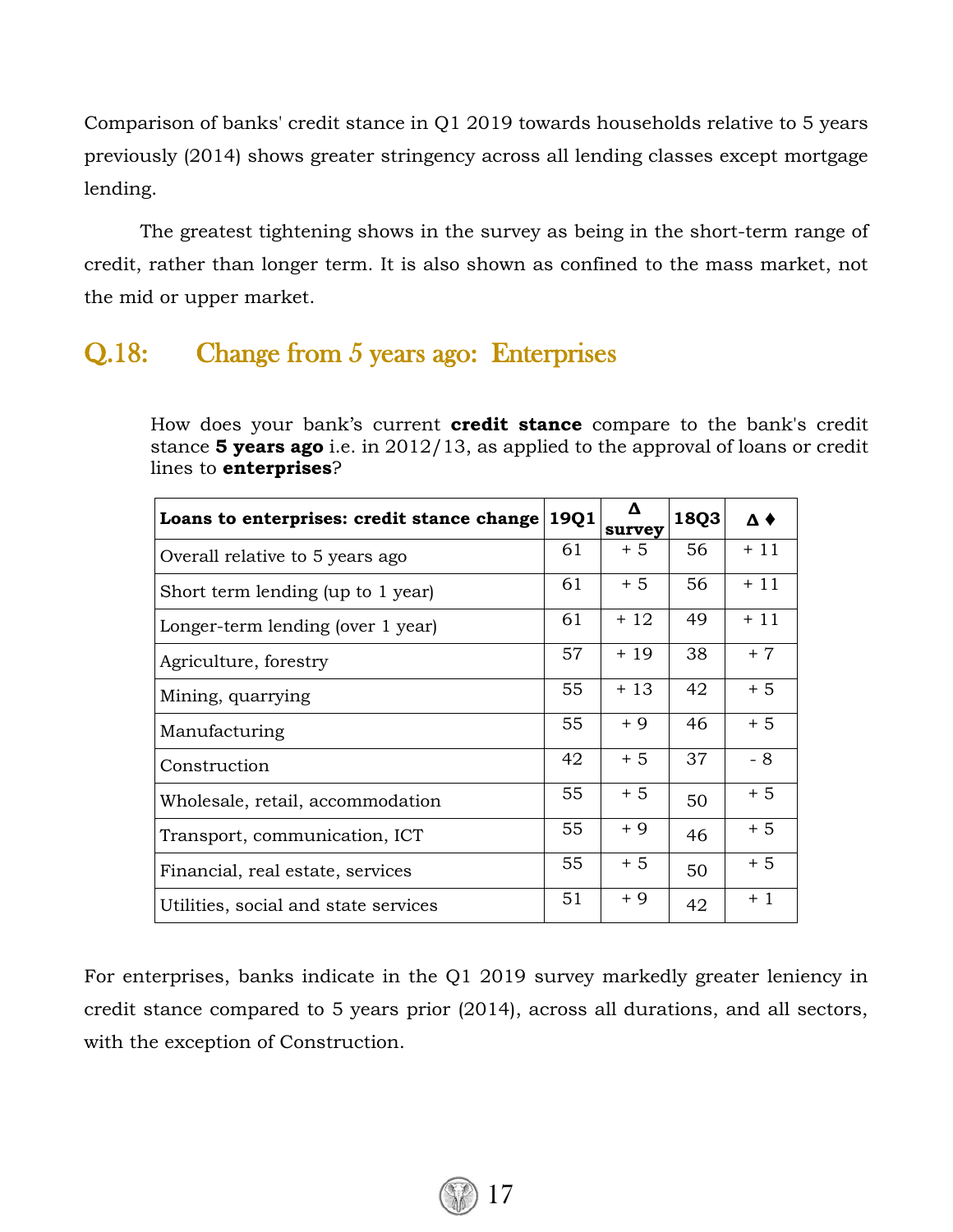Comparison of banks' credit stance in Q1 2019 towards households relative to 5 years previously (2014) shows greater stringency across all lending classes except mortgage lending.

The greatest tightening shows in the survey as being in the short-term range of credit, rather than longer term. It is also shown as confined to the mass market, not the mid or upper market.

## Q.18: Change from 5 years ago: Enterprises

How does your bank's current **credit stance** compare to the bank's credit stance **5 years ago** i.e. in 2012/13, as applied to the approval of loans or credit lines to **enterprises**?

| **Loans to enterprises: credit stance change** | **19Q1** | **Δ survey** | **18Q3** | **Δ ♦** |
|---|---|---|---|---|
| Overall relative to 5 years ago | 61 | + 5 | 56 | + 11 |
| Short term lending (up to 1 year) | 61 | + 5 | 56 | + 11 |
| Longer-term lending (over 1 year) | 61 | + 12 | 49 | + 11 |
| Agriculture, forestry | 57 | + 19 | 38 | + 7 |
| Mining, quarrying | 55 | + 13 | 42 | + 5 |
| Manufacturing | 55 | + 9 | 46 | + 5 |
| Construction | 42 | + 5 | 37 | - 8 |
| Wholesale, retail, accommodation | 55 | + 5 | 50 | + 5 |
| Transport, communication, ICT | 55 | + 9 | 46 | + 5 |
| Financial, real estate, services | 55 | + 5 | 50 | + 5 |
| Utilities, social and state services | 51 | + 9 | 42 | + 1 |

For enterprises, banks indicate in the Q1 2019 survey markedly greater leniency in credit stance compared to 5 years prior (2014), across all durations, and all sectors, with the exception of Construction.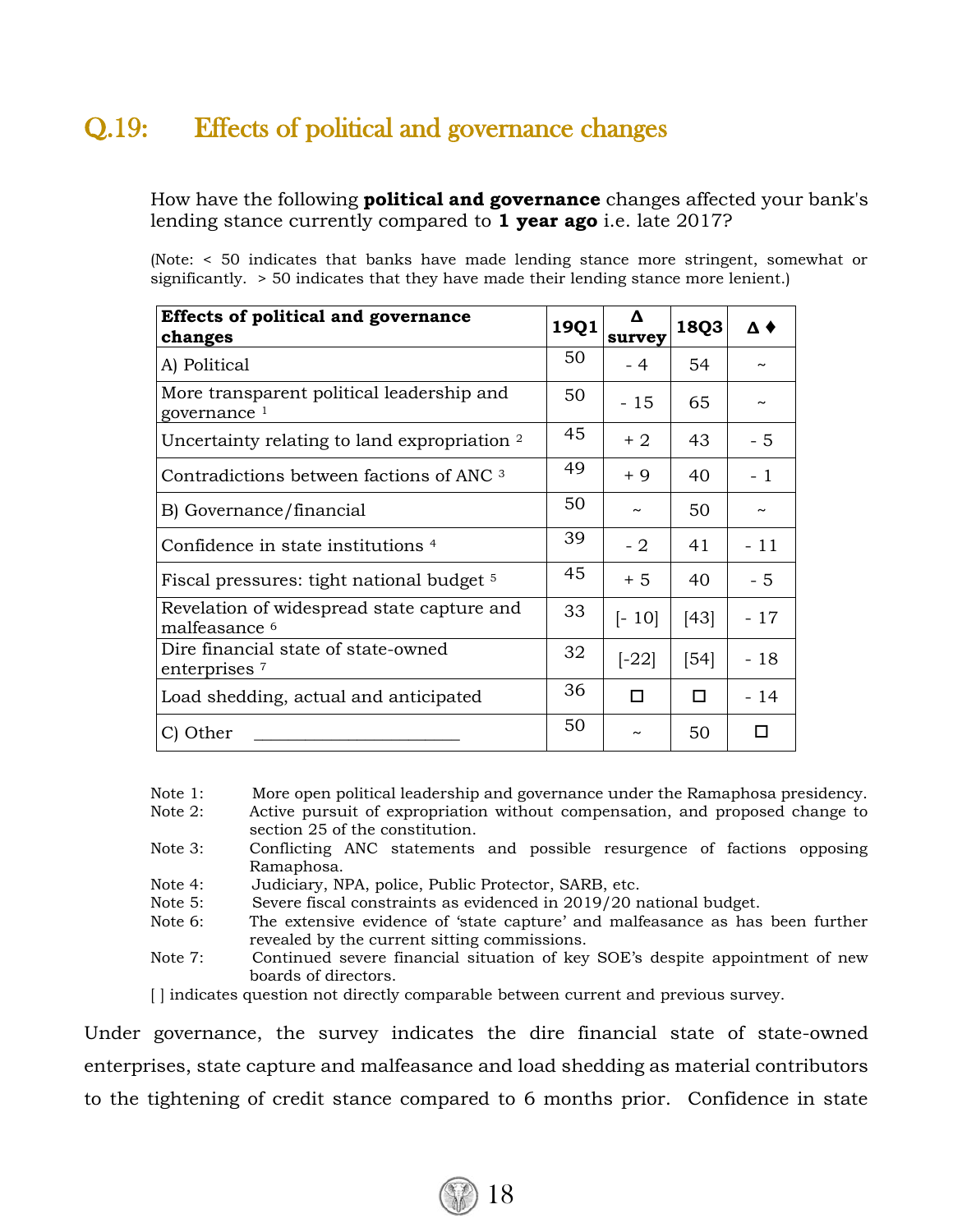## Q.19: Effects of political and governance changes

How have the following **political and governance** changes affected your bank's lending stance currently compared to **1 year ago** i.e. late 2017?

(Note: < 50 indicates that banks have made lending stance more stringent, somewhat or significantly. > 50 indicates that they have made their lending stance more lenient.)

| **Effects of political and governance changes** | **19Q1** | **Δ survey** | **18Q3** | **Δ ♦** |
|---|---|---|---|---|
| A) Political | 50 | - 4 | 54 | ~ |
| More transparent political leadership and governance [1] | 50 | - 15 | 65 | ~ |
| Uncertainty relating to land expropriation [2] | 45 | + 2 | 43 | - 5 |
| Contradictions between factions of ANC [3] | 49 | + 9 | 40 | - 1 |
| B) Governance/financial | 50 | ~ | 50 | ~ |
| Confidence in state institutions [4] | 39 | - 2 | 41 | - 11 |
| Fiscal pressures: tight national budget [5] | 45 | + 5 | 40 | - 5 |
| Revelation of widespread state capture and malfeasance [6] | 33 | [- 10] | [43] | - 17 |
| Dire financial state of state-owned enterprises [7] | 32 | [-22] | [54] | - 18 |
| Load shedding, actual and anticipated | 36 | ☐ | ☐ | - 14 |
| C) Other ______________________ | 50 | ~ | 50 | ☐ |

Note 1: More open political leadership and governance under the Ramaphosa presidency.
Note 2: Active pursuit of expropriation without compensation, and proposed change to section 25 of the constitution.
Note 3: Conflicting ANC statements and possible resurgence of factions opposing Ramaphosa.
Note 4: Judiciary, NPA, police, Public Protector, SARB, etc.
Note 5: Severe fiscal constraints as evidenced in 2019/20 national budget.
Note 6: The extensive evidence of 'state capture' and malfeasance as has been further revealed by the current sitting commissions.
Note 7: Continued severe financial situation of key SOE's despite appointment of new boards of directors.
[ ] indicates question not directly comparable between current and previous survey.

Under governance, the survey indicates the dire financial state of state-owned enterprises, state capture and malfeasance and load shedding as material contributors to the tightening of credit stance compared to 6 months prior. Confidence in state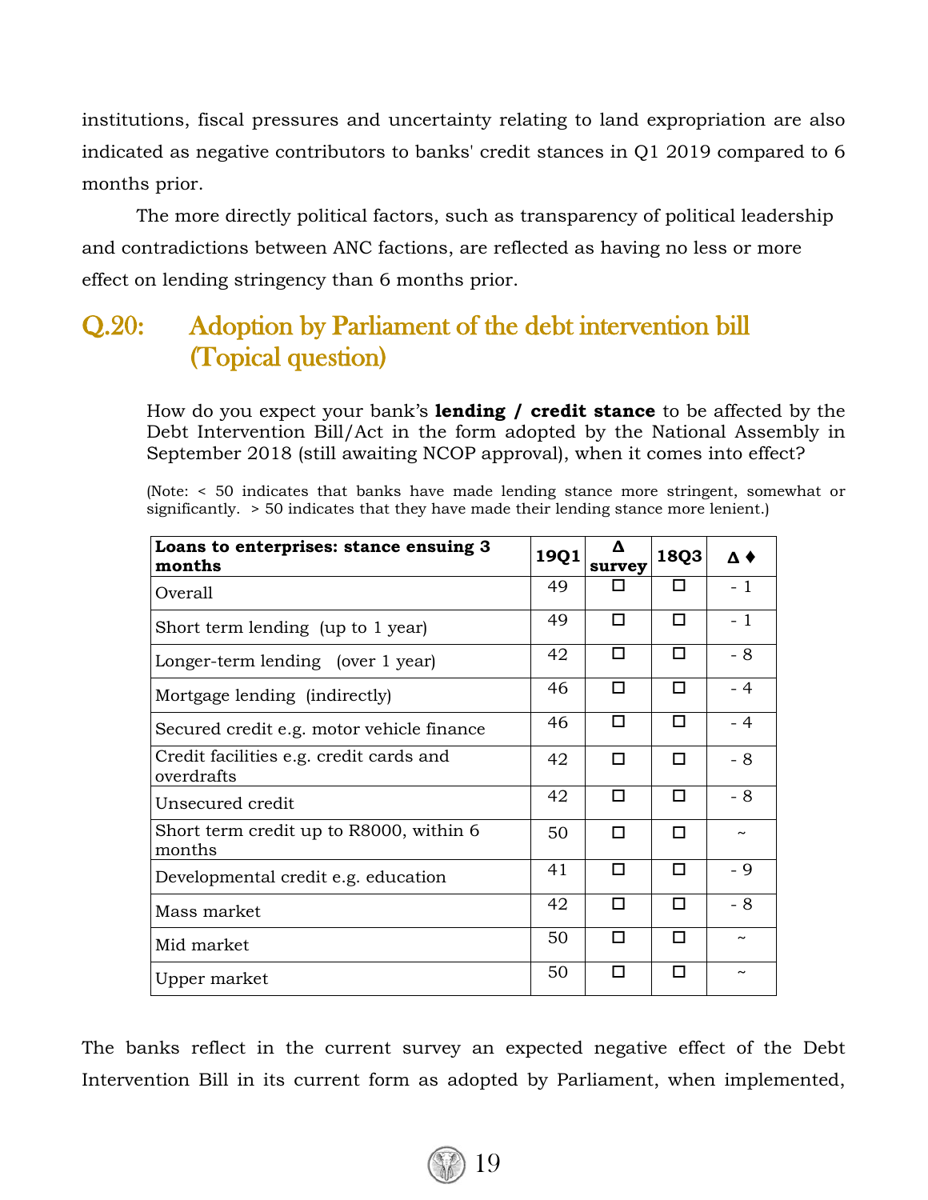institutions, fiscal pressures and uncertainty relating to land expropriation are also indicated as negative contributors to banks' credit stances in Q1 2019 compared to 6 months prior.

The more directly political factors, such as transparency of political leadership and contradictions between ANC factions, are reflected as having no less or more effect on lending stringency than 6 months prior.

## Q.20: Adoption by Parliament of the debt intervention bill (Topical question)

How do you expect your bank's **lending / credit stance** to be affected by the Debt Intervention Bill/Act in the form adopted by the National Assembly in September 2018 (still awaiting NCOP approval), when it comes into effect?

(Note: < 50 indicates that banks have made lending stance more stringent, somewhat or significantly. > 50 indicates that they have made their lending stance more lenient.)

| Loans to enterprises: stance ensuing 3 months | 19Q1 | Δ survey | 18Q3 | Δ ♦ |
|---|---|---|---|---|
| Overall | 49 | ☐ | ☐ | - 1 |
| Short term lending (up to 1 year) | 49 | ☐ | ☐ | - 1 |
| Longer-term lending (over 1 year) | 42 | ☐ | ☐ | - 8 |
| Mortgage lending (indirectly) | 46 | ☐ | ☐ | - 4 |
| Secured credit e.g. motor vehicle finance | 46 | ☐ | ☐ | - 4 |
| Credit facilities e.g. credit cards and overdrafts | 42 | ☐ | ☐ | - 8 |
| Unsecured credit | 42 | ☐ | ☐ | - 8 |
| Short term credit up to R8000, within 6 months | 50 | ☐ | ☐ | ~ |
| Developmental credit e.g. education | 41 | ☐ | ☐ | - 9 |
| Mass market | 42 | ☐ | ☐ | - 8 |
| Mid market | 50 | ☐ | ☐ | ~ |
| Upper market | 50 | ☐ | ☐ | ~ |

The banks reflect in the current survey an expected negative effect of the Debt Intervention Bill in its current form as adopted by Parliament, when implemented,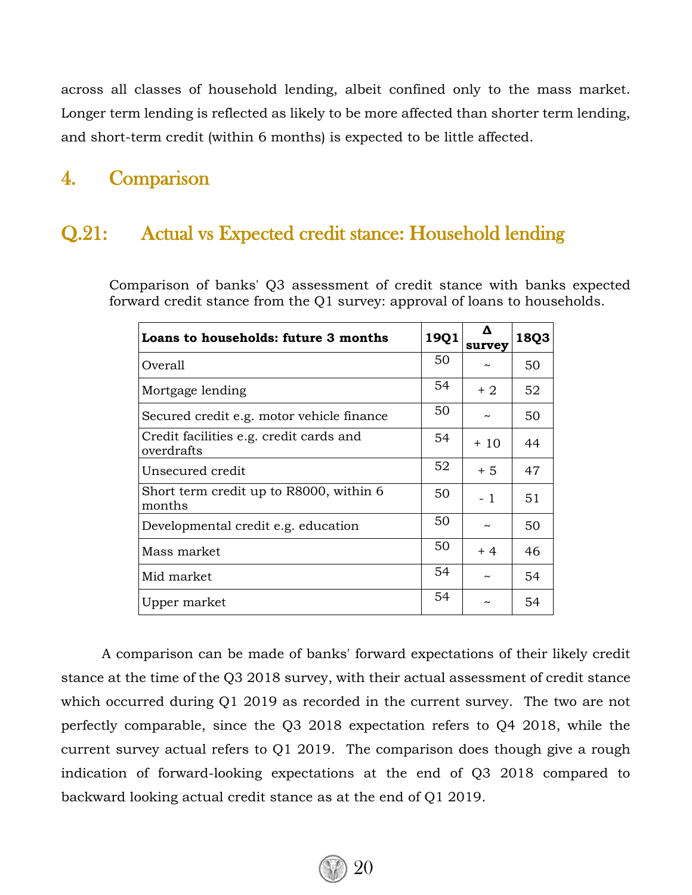across all classes of household lending, albeit confined only to the mass market. Longer term lending is reflected as likely to be more affected than shorter term lending, and short-term credit (within 6 months) is expected to be little affected.

## 4. Comparison

## Q.21: Actual vs Expected credit stance: Household lending

Comparison of banks' Q3 assessment of credit stance with banks expected forward credit stance from the Q1 survey: approval of loans to households.

| Loans to households: future 3 months | 19Q1 | Δ survey | 18Q3 |
|---|---|---|---|
| Overall | 50 | ~ | 50 |
| Mortgage lending | 54 | + 2 | 52 |
| Secured credit e.g. motor vehicle finance | 50 | ~ | 50 |
| Credit facilities e.g. credit cards and overdrafts | 54 | + 10 | 44 |
| Unsecured credit | 52 | + 5 | 47 |
| Short term credit up to R8000, within 6 months | 50 | - 1 | 51 |
| Developmental credit e.g. education | 50 | ~ | 50 |
| Mass market | 50 | + 4 | 46 |
| Mid market | 54 | ~ | 54 |
| Upper market | 54 | ~ | 54 |

A comparison can be made of banks' forward expectations of their likely credit stance at the time of the Q3 2018 survey, with their actual assessment of credit stance which occurred during Q1 2019 as recorded in the current survey. The two are not perfectly comparable, since the Q3 2018 expectation refers to Q4 2018, while the current survey actual refers to Q1 2019. The comparison does though give a rough indication of forward-looking expectations at the end of Q3 2018 compared to backward looking actual credit stance as at the end of Q1 2019.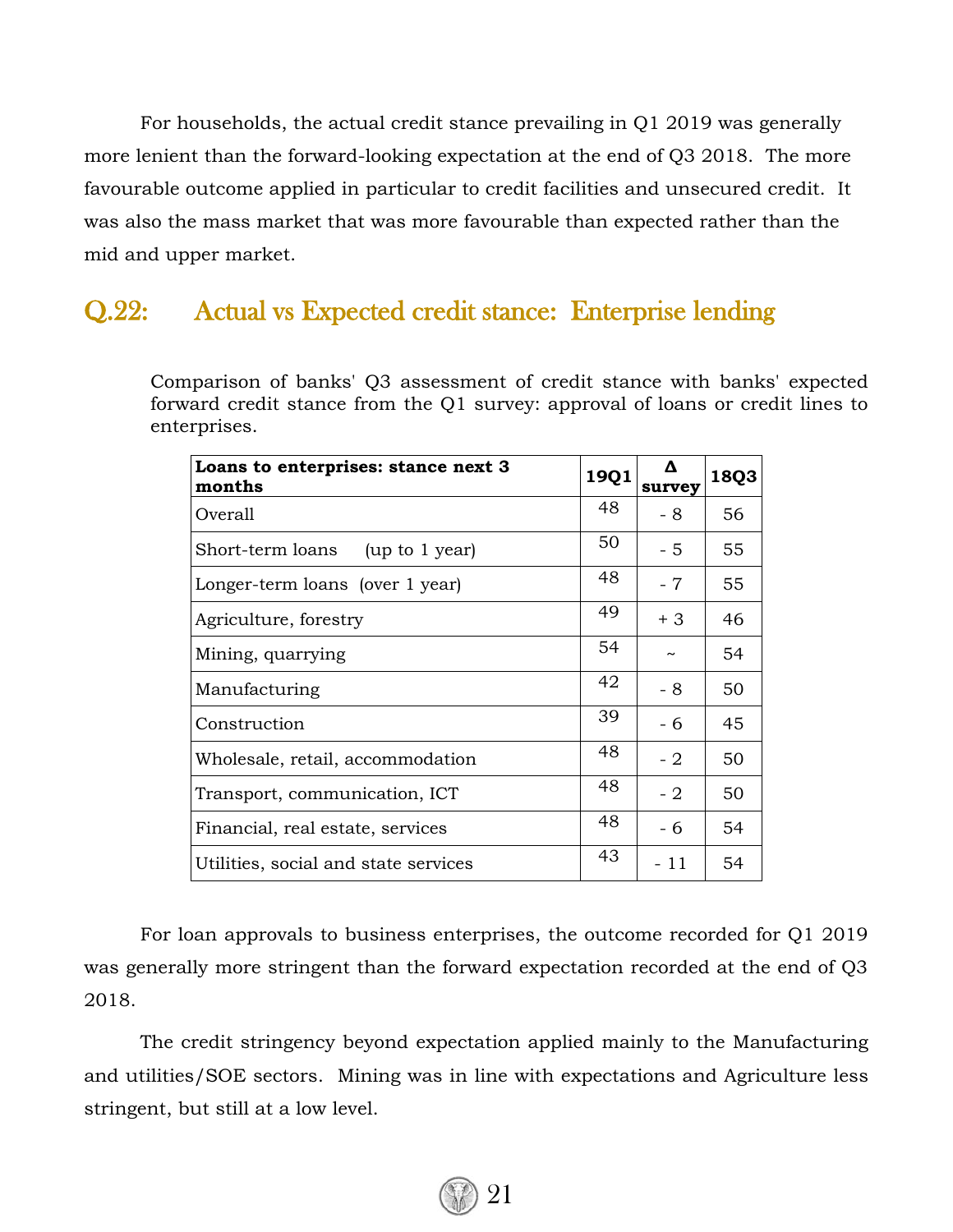For households, the actual credit stance prevailing in Q1 2019 was generally more lenient than the forward-looking expectation at the end of Q3 2018. The more favourable outcome applied in particular to credit facilities and unsecured credit. It was also the mass market that was more favourable than expected rather than the mid and upper market.

## Q.22: Actual vs Expected credit stance: Enterprise lending

Comparison of banks' Q3 assessment of credit stance with banks' expected forward credit stance from the Q1 survey: approval of loans or credit lines to enterprises.

| Loans to enterprises: stance next 3 months | 19Q1 | Δ survey | 18Q3 |
|---|---|---|---|
| Overall | 48 | - 8 | 56 |
| Short-term loans (up to 1 year) | 50 | - 5 | 55 |
| Longer-term loans (over 1 year) | 48 | - 7 | 55 |
| Agriculture, forestry | 49 | + 3 | 46 |
| Mining, quarrying | 54 | ~ | 54 |
| Manufacturing | 42 | - 8 | 50 |
| Construction | 39 | - 6 | 45 |
| Wholesale, retail, accommodation | 48 | - 2 | 50 |
| Transport, communication, ICT | 48 | - 2 | 50 |
| Financial, real estate, services | 48 | - 6 | 54 |
| Utilities, social and state services | 43 | - 11 | 54 |

For loan approvals to business enterprises, the outcome recorded for Q1 2019 was generally more stringent than the forward expectation recorded at the end of Q3 2018.

The credit stringency beyond expectation applied mainly to the Manufacturing and utilities/SOE sectors. Mining was in line with expectations and Agriculture less stringent, but still at a low level.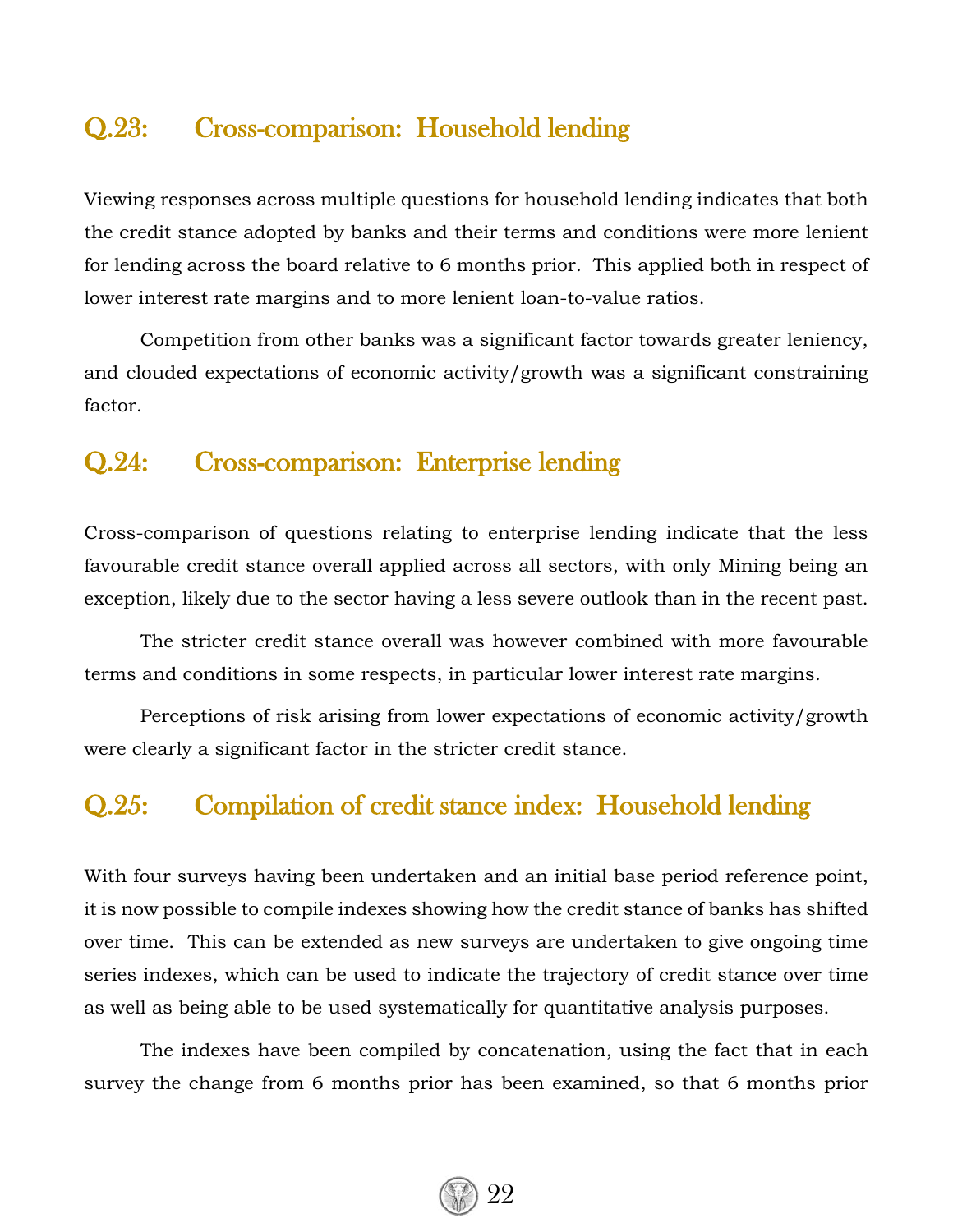## Q.23: Cross-comparison: Household lending

Viewing responses across multiple questions for household lending indicates that both the credit stance adopted by banks and their terms and conditions were more lenient for lending across the board relative to 6 months prior. This applied both in respect of lower interest rate margins and to more lenient loan-to-value ratios.

Competition from other banks was a significant factor towards greater leniency, and clouded expectations of economic activity/growth was a significant constraining factor.

## Q.24: Cross-comparison: Enterprise lending

Cross-comparison of questions relating to enterprise lending indicate that the less favourable credit stance overall applied across all sectors, with only Mining being an exception, likely due to the sector having a less severe outlook than in the recent past.

The stricter credit stance overall was however combined with more favourable terms and conditions in some respects, in particular lower interest rate margins.

Perceptions of risk arising from lower expectations of economic activity/growth were clearly a significant factor in the stricter credit stance.

## Q.25: Compilation of credit stance index: Household lending

With four surveys having been undertaken and an initial base period reference point, it is now possible to compile indexes showing how the credit stance of banks has shifted over time. This can be extended as new surveys are undertaken to give ongoing time series indexes, which can be used to indicate the trajectory of credit stance over time as well as being able to be used systematically for quantitative analysis purposes.

The indexes have been compiled by concatenation, using the fact that in each survey the change from 6 months prior has been examined, so that 6 months prior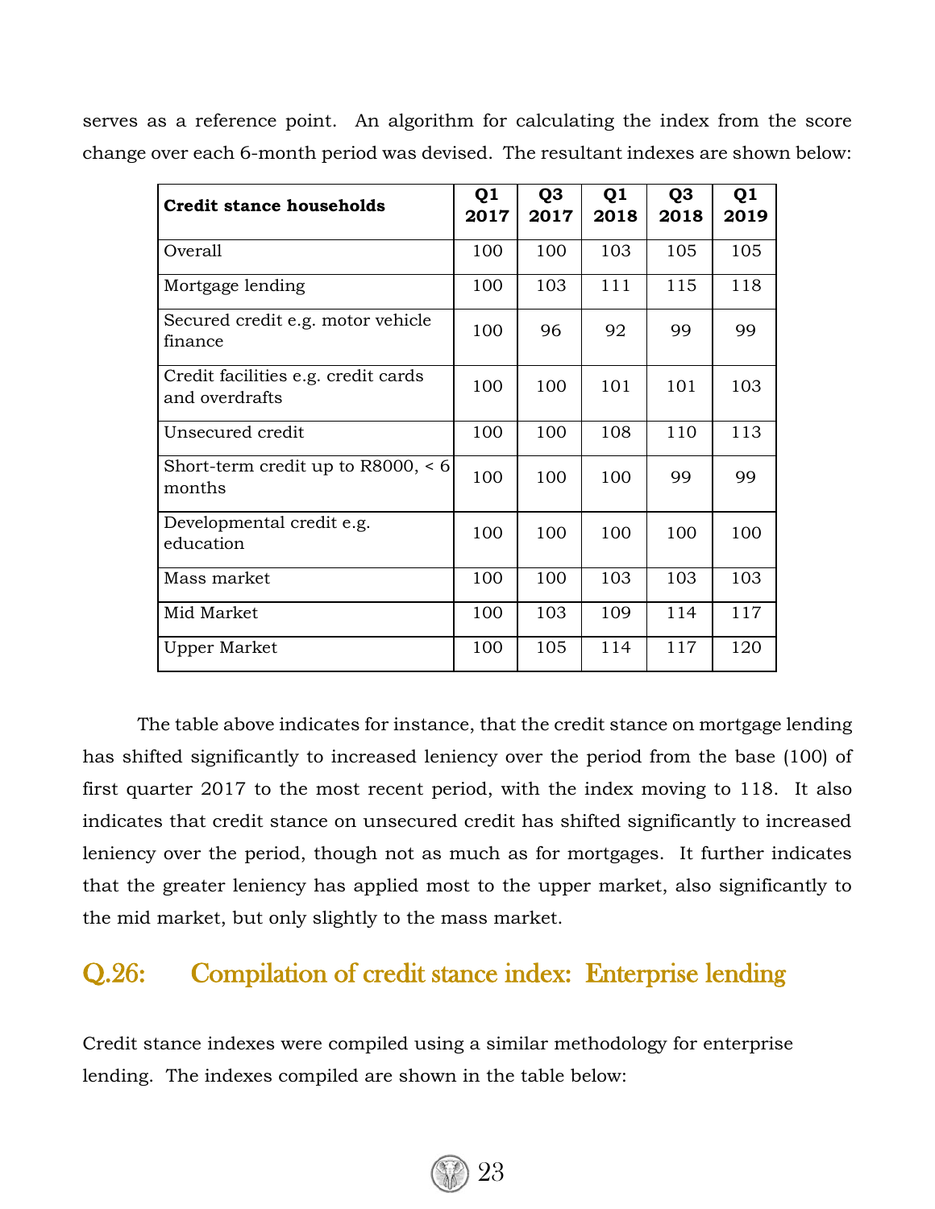serves as a reference point. An algorithm for calculating the index from the score change over each 6-month period was devised. The resultant indexes are shown below:

| Credit stance households | Q1 2017 | Q3 2017 | Q1 2018 | Q3 2018 | Q1 2019 |
|---|---|---|---|---|---|
| Overall | 100 | 100 | 103 | 105 | 105 |
| Mortgage lending | 100 | 103 | 111 | 115 | 118 |
| Secured credit e.g. motor vehicle finance | 100 | 96 | 92 | 99 | 99 |
| Credit facilities e.g. credit cards and overdrafts | 100 | 100 | 101 | 101 | 103 |
| Unsecured credit | 100 | 100 | 108 | 110 | 113 |
| Short-term credit up to R8000, < 6 months | 100 | 100 | 100 | 99 | 99 |
| Developmental credit e.g. education | 100 | 100 | 100 | 100 | 100 |
| Mass market | 100 | 100 | 103 | 103 | 103 |
| Mid Market | 100 | 103 | 109 | 114 | 117 |
| Upper Market | 100 | 105 | 114 | 117 | 120 |

The table above indicates for instance, that the credit stance on mortgage lending has shifted significantly to increased leniency over the period from the base (100) of first quarter 2017 to the most recent period, with the index moving to 118. It also indicates that credit stance on unsecured credit has shifted significantly to increased leniency over the period, though not as much as for mortgages. It further indicates that the greater leniency has applied most to the upper market, also significantly to the mid market, but only slightly to the mass market.

## Q.26: Compilation of credit stance index: Enterprise lending

Credit stance indexes were compiled using a similar methodology for enterprise lending. The indexes compiled are shown in the table below: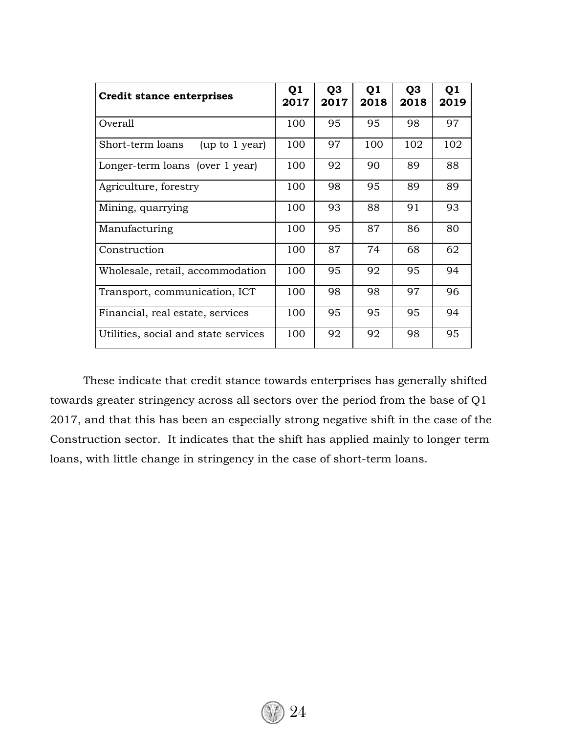| **Credit stance enterprises** | **Q1 2017** | **Q3 2017** | **Q1 2018** | **Q3 2018** | **Q1 2019** |
|---|---|---|---|---|---|
| Overall | 100 | 95 | 95 | 98 | 97 |
| Short-term loans (up to 1 year) | 100 | 97 | 100 | 102 | 102 |
| Longer-term loans (over 1 year) | 100 | 92 | 90 | 89 | 88 |
| Agriculture, forestry | 100 | 98 | 95 | 89 | 89 |
| Mining, quarrying | 100 | 93 | 88 | 91 | 93 |
| Manufacturing | 100 | 95 | 87 | 86 | 80 |
| Construction | 100 | 87 | 74 | 68 | 62 |
| Wholesale, retail, accommodation | 100 | 95 | 92 | 95 | 94 |
| Transport, communication, ICT | 100 | 98 | 98 | 97 | 96 |
| Financial, real estate, services | 100 | 95 | 95 | 95 | 94 |
| Utilities, social and state services | 100 | 92 | 92 | 98 | 95 |

These indicate that credit stance towards enterprises has generally shifted towards greater stringency across all sectors over the period from the base of Q1 2017, and that this has been an especially strong negative shift in the case of the Construction sector. It indicates that the shift has applied mainly to longer term loans, with little change in stringency in the case of short-term loans.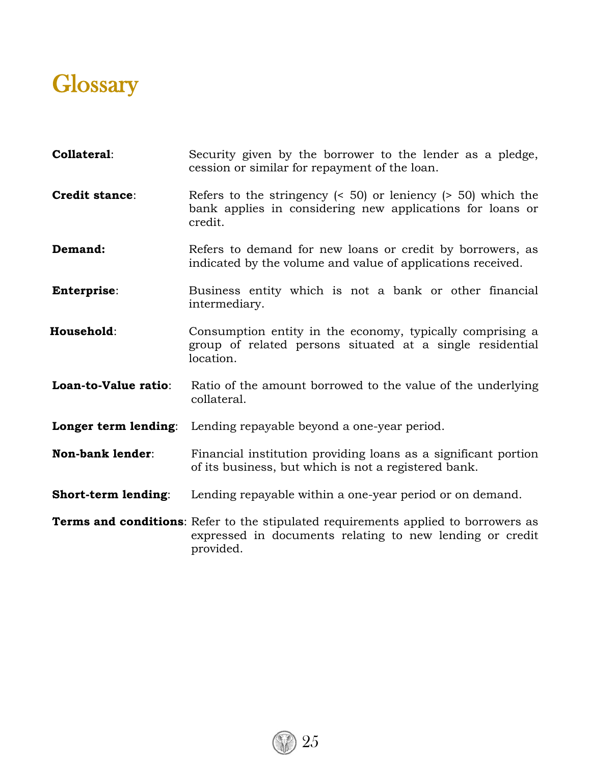# Glossary

**Collateral**: Security given by the borrower to the lender as a pledge, cession or similar for repayment of the loan.

**Credit stance**: Refers to the stringency (< 50) or leniency (> 50) which the bank applies in considering new applications for loans or credit.

**Demand:** Refers to demand for new loans or credit by borrowers, as indicated by the volume and value of applications received.

**Enterprise**: Business entity which is not a bank or other financial intermediary.

**Household**: Consumption entity in the economy, typically comprising a group of related persons situated at a single residential location.

**Loan-to-Value ratio**: Ratio of the amount borrowed to the value of the underlying collateral.

**Longer term lending**: Lending repayable beyond a one-year period.

**Non-bank lender**: Financial institution providing loans as a significant portion of its business, but which is not a registered bank.

**Short-term lending**: Lending repayable within a one-year period or on demand.

**Terms and conditions**: Refer to the stipulated requirements applied to borrowers as expressed in documents relating to new lending or credit provided.